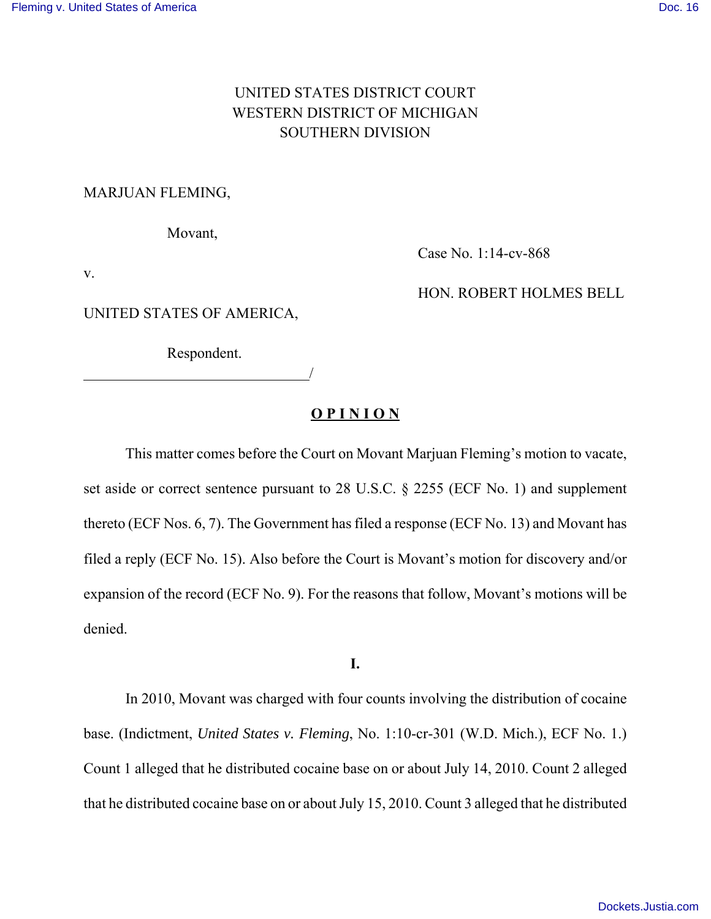UNITED STATES DISTRICT COURT
WESTERN DISTRICT OF MICHIGAN
SOUTHERN DIVISION

MARJUAN FLEMING,

Movant,

Case No. 1:14-cv-868

v.

HON. ROBERT HOLMES BELL

UNITED STATES OF AMERICA,

Respondent.
______________________________/

## **O P I N I O N**

This matter comes before the Court on Movant Marjuan Fleming's motion to vacate, set aside or correct sentence pursuant to 28 U.S.C. § 2255 (ECF No. 1) and supplement thereto (ECF Nos. 6, 7). The Government has filed a response (ECF No. 13) and Movant has filed a reply (ECF No. 15). Also before the Court is Movant's motion for discovery and/or expansion of the record (ECF No. 9). For the reasons that follow, Movant's motions will be denied.

### **I.**

In 2010, Movant was charged with four counts involving the distribution of cocaine base. (Indictment, *United States v. Fleming*, No. 1:10-cr-301 (W.D. Mich.), ECF No. 1.) Count 1 alleged that he distributed cocaine base on or about July 14, 2010. Count 2 alleged that he distributed cocaine base on or about July 15, 2010. Count 3 alleged that he distributed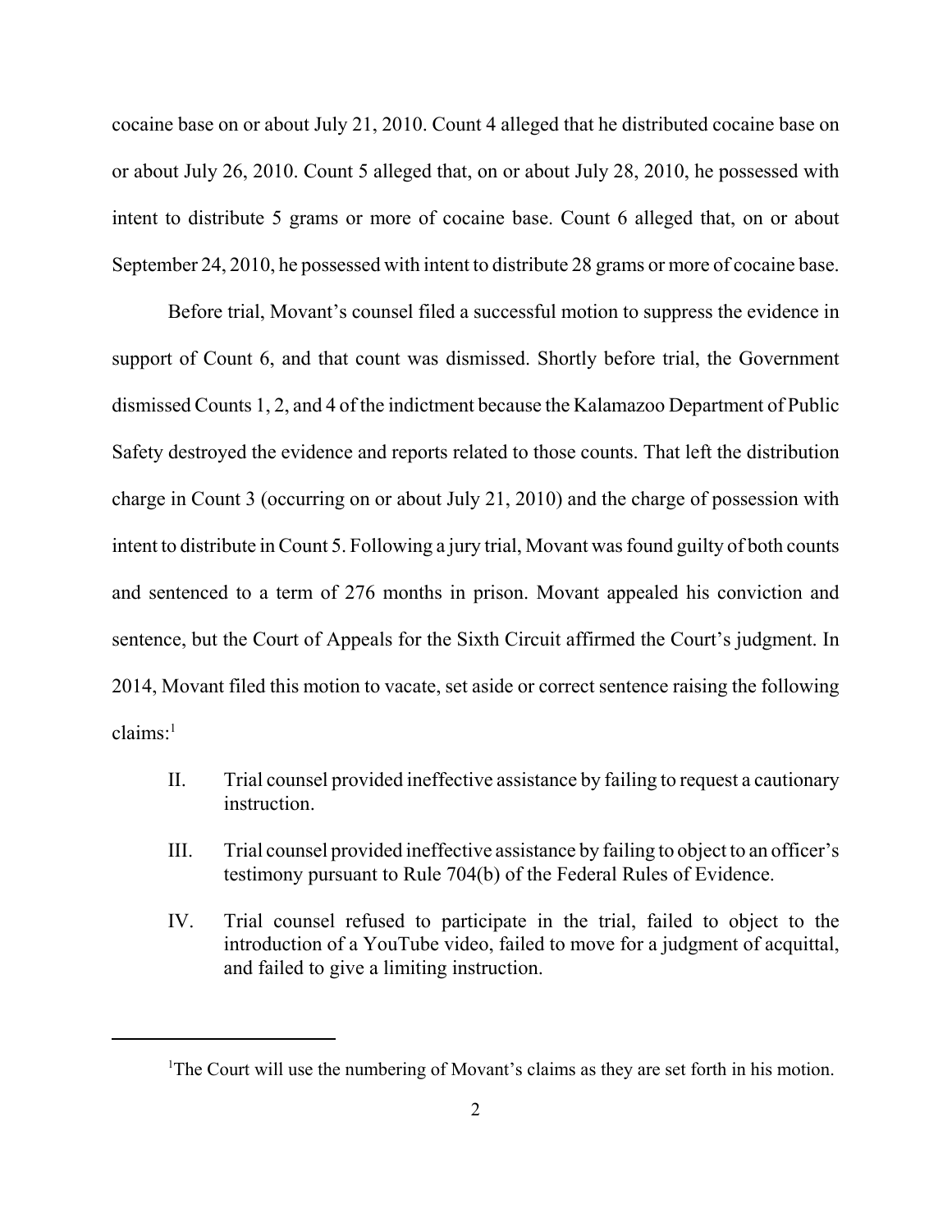cocaine base on or about July 21, 2010. Count 4 alleged that he distributed cocaine base on or about July 26, 2010. Count 5 alleged that, on or about July 28, 2010, he possessed with intent to distribute 5 grams or more of cocaine base. Count 6 alleged that, on or about September 24, 2010, he possessed with intent to distribute 28 grams or more of cocaine base.

Before trial, Movant's counsel filed a successful motion to suppress the evidence in support of Count 6, and that count was dismissed. Shortly before trial, the Government dismissed Counts 1, 2, and 4 of the indictment because the Kalamazoo Department of Public Safety destroyed the evidence and reports related to those counts. That left the distribution charge in Count 3 (occurring on or about July 21, 2010) and the charge of possession with intent to distribute in Count 5. Following a jury trial, Movant was found guilty of both counts and sentenced to a term of 276 months in prison. Movant appealed his conviction and sentence, but the Court of Appeals for the Sixth Circuit affirmed the Court's judgment. In 2014, Movant filed this motion to vacate, set aside or correct sentence raising the following claims:[1]

II. Trial counsel provided ineffective assistance by failing to request a cautionary instruction.

III. Trial counsel provided ineffective assistance by failing to object to an officer's testimony pursuant to Rule 704(b) of the Federal Rules of Evidence.

IV. Trial counsel refused to participate in the trial, failed to object to the introduction of a YouTube video, failed to move for a judgment of acquittal, and failed to give a limiting instruction.

---

[1]The Court will use the numbering of Movant's claims as they are set forth in his motion.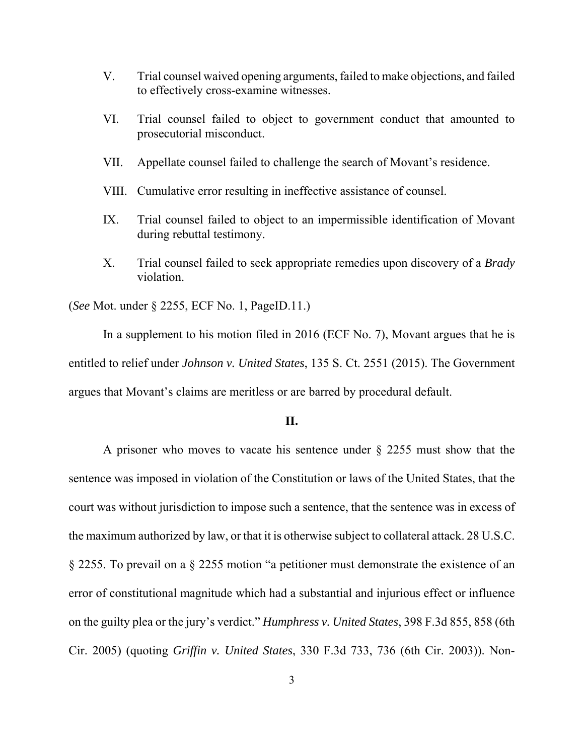V. Trial counsel waived opening arguments, failed to make objections, and failed to effectively cross-examine witnesses.

VI. Trial counsel failed to object to government conduct that amounted to prosecutorial misconduct.

VII. Appellate counsel failed to challenge the search of Movant's residence.

VIII. Cumulative error resulting in ineffective assistance of counsel.

IX. Trial counsel failed to object to an impermissible identification of Movant during rebuttal testimony.

X. Trial counsel failed to seek appropriate remedies upon discovery of a *Brady* violation.

(*See* Mot. under § 2255, ECF No. 1, PageID.11.)

In a supplement to his motion filed in 2016 (ECF No. 7), Movant argues that he is entitled to relief under *Johnson v. United States*, 135 S. Ct. 2551 (2015). The Government argues that Movant's claims are meritless or are barred by procedural default.

## II.

A prisoner who moves to vacate his sentence under § 2255 must show that the sentence was imposed in violation of the Constitution or laws of the United States, that the court was without jurisdiction to impose such a sentence, that the sentence was in excess of the maximum authorized by law, or that it is otherwise subject to collateral attack. 28 U.S.C. § 2255. To prevail on a § 2255 motion "a petitioner must demonstrate the existence of an error of constitutional magnitude which had a substantial and injurious effect or influence on the guilty plea or the jury's verdict." *Humphress v. United States*, 398 F.3d 855, 858 (6th Cir. 2005) (quoting *Griffin v. United States*, 330 F.3d 733, 736 (6th Cir. 2003)). Non-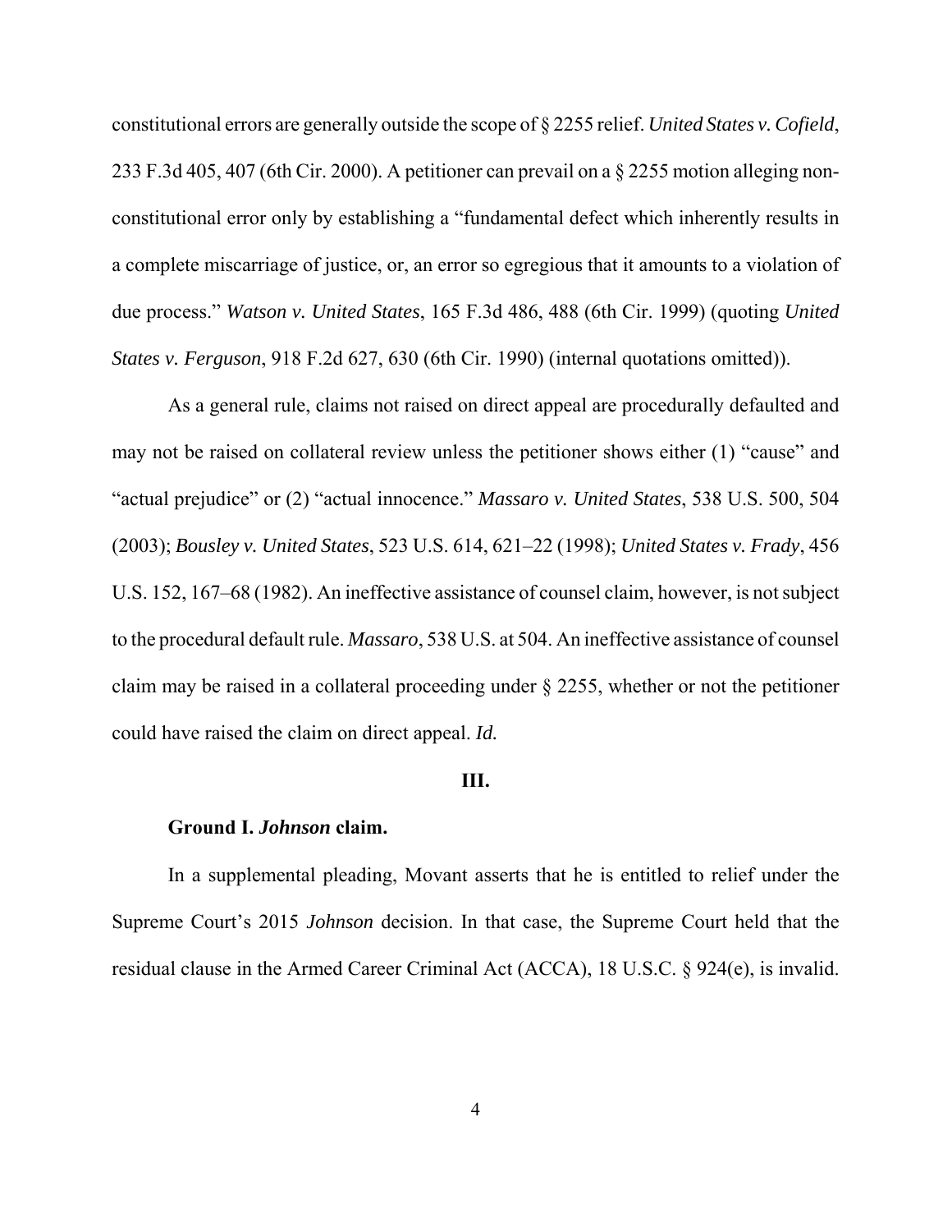constitutional errors are generally outside the scope of § 2255 relief. *United States v. Cofield*, 233 F.3d 405, 407 (6th Cir. 2000). A petitioner can prevail on a § 2255 motion alleging non-constitutional error only by establishing a "fundamental defect which inherently results in a complete miscarriage of justice, or, an error so egregious that it amounts to a violation of due process." *Watson v. United States*, 165 F.3d 486, 488 (6th Cir. 1999) (quoting *United States v. Ferguson*, 918 F.2d 627, 630 (6th Cir. 1990) (internal quotations omitted)).

As a general rule, claims not raised on direct appeal are procedurally defaulted and may not be raised on collateral review unless the petitioner shows either (1) "cause" and "actual prejudice" or (2) "actual innocence." *Massaro v. United States*, 538 U.S. 500, 504 (2003); *Bousley v. United States*, 523 U.S. 614, 621–22 (1998); *United States v. Frady*, 456 U.S. 152, 167–68 (1982). An ineffective assistance of counsel claim, however, is not subject to the procedural default rule. *Massaro*, 538 U.S. at 504. An ineffective assistance of counsel claim may be raised in a collateral proceeding under § 2255, whether or not the petitioner could have raised the claim on direct appeal. *Id.*

## III.

### Ground I. *Johnson* claim.

In a supplemental pleading, Movant asserts that he is entitled to relief under the Supreme Court's 2015 *Johnson* decision. In that case, the Supreme Court held that the residual clause in the Armed Career Criminal Act (ACCA), 18 U.S.C. § 924(e), is invalid.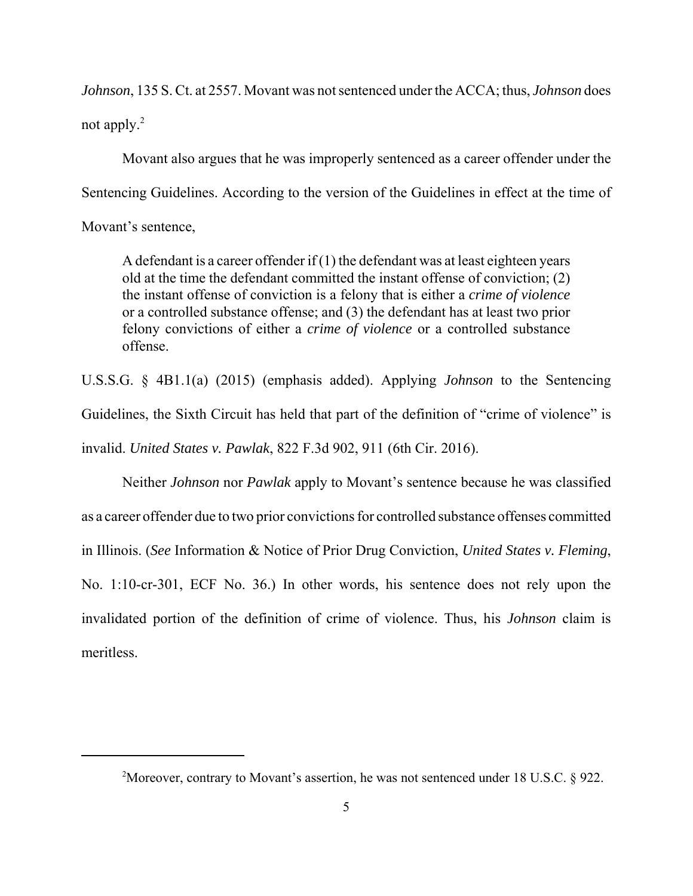*Johnson*, 135 S. Ct. at 2557. Movant was not sentenced under the ACCA; thus, *Johnson* does not apply.[2]

Movant also argues that he was improperly sentenced as a career offender under the Sentencing Guidelines. According to the version of the Guidelines in effect at the time of Movant's sentence,

> A defendant is a career offender if (1) the defendant was at least eighteen years old at the time the defendant committed the instant offense of conviction; (2) the instant offense of conviction is a felony that is either a *crime of violence* or a controlled substance offense; and (3) the defendant has at least two prior felony convictions of either a *crime of violence* or a controlled substance offense.

U.S.S.G. § 4B1.1(a) (2015) (emphasis added). Applying *Johnson* to the Sentencing Guidelines, the Sixth Circuit has held that part of the definition of "crime of violence" is invalid. *United States v. Pawlak*, 822 F.3d 902, 911 (6th Cir. 2016).

Neither *Johnson* nor *Pawlak* apply to Movant's sentence because he was classified as a career offender due to two prior convictions for controlled substance offenses committed in Illinois. (*See* Information & Notice of Prior Drug Conviction, *United States v. Fleming*, No. 1:10-cr-301, ECF No. 36.) In other words, his sentence does not rely upon the invalidated portion of the definition of crime of violence. Thus, his *Johnson* claim is meritless.

---

[2] Moreover, contrary to Movant's assertion, he was not sentenced under 18 U.S.C. § 922.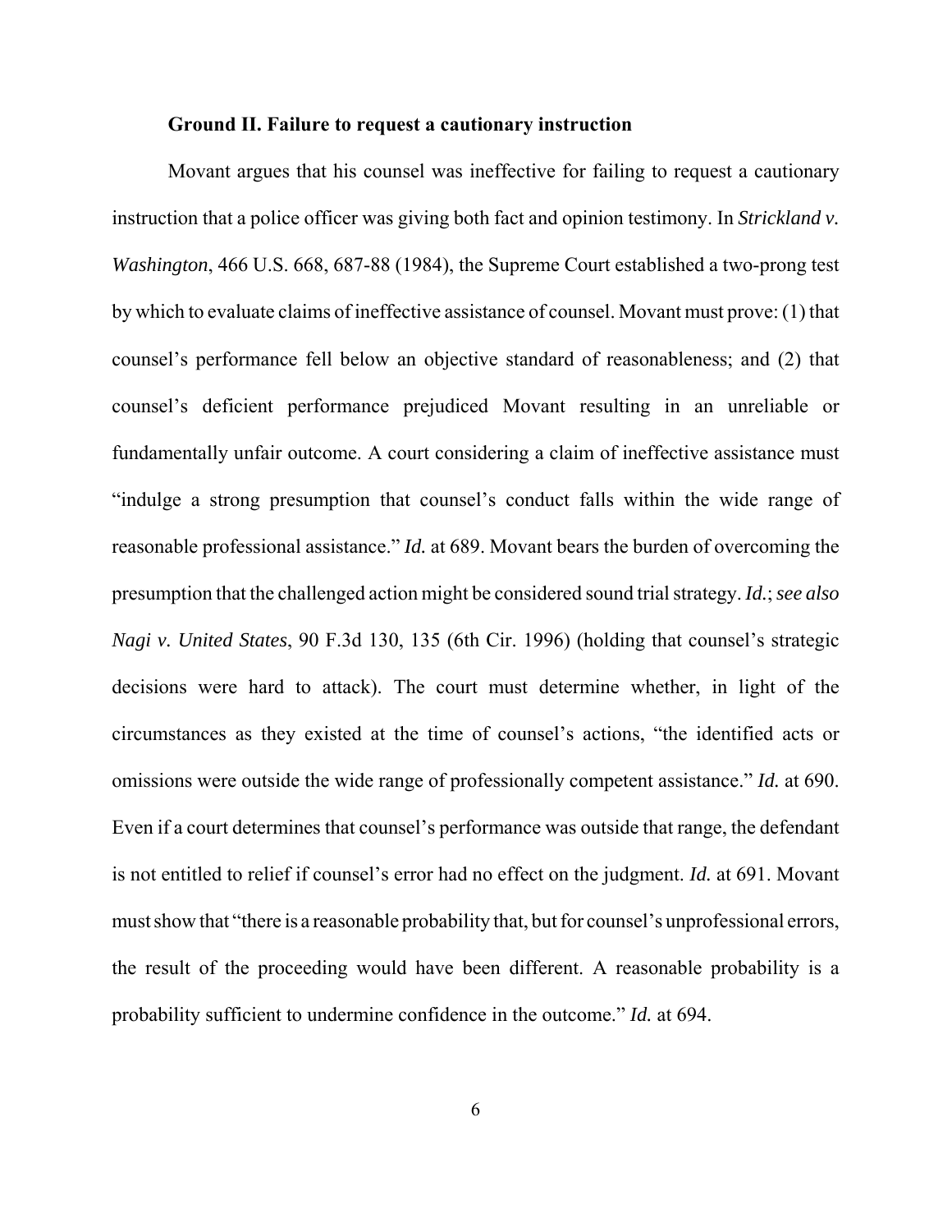**Ground II. Failure to request a cautionary instruction**

Movant argues that his counsel was ineffective for failing to request a cautionary instruction that a police officer was giving both fact and opinion testimony. In *Strickland v. Washington*, 466 U.S. 668, 687-88 (1984), the Supreme Court established a two-prong test by which to evaluate claims of ineffective assistance of counsel. Movant must prove: (1) that counsel's performance fell below an objective standard of reasonableness; and (2) that counsel's deficient performance prejudiced Movant resulting in an unreliable or fundamentally unfair outcome. A court considering a claim of ineffective assistance must "indulge a strong presumption that counsel's conduct falls within the wide range of reasonable professional assistance." *Id.* at 689. Movant bears the burden of overcoming the presumption that the challenged action might be considered sound trial strategy. *Id.*; *see also Nagi v. United States*, 90 F.3d 130, 135 (6th Cir. 1996) (holding that counsel's strategic decisions were hard to attack). The court must determine whether, in light of the circumstances as they existed at the time of counsel's actions, "the identified acts or omissions were outside the wide range of professionally competent assistance." *Id.* at 690. Even if a court determines that counsel's performance was outside that range, the defendant is not entitled to relief if counsel's error had no effect on the judgment. *Id.* at 691. Movant must show that "there is a reasonable probability that, but for counsel's unprofessional errors, the result of the proceeding would have been different. A reasonable probability is a probability sufficient to undermine confidence in the outcome." *Id.* at 694.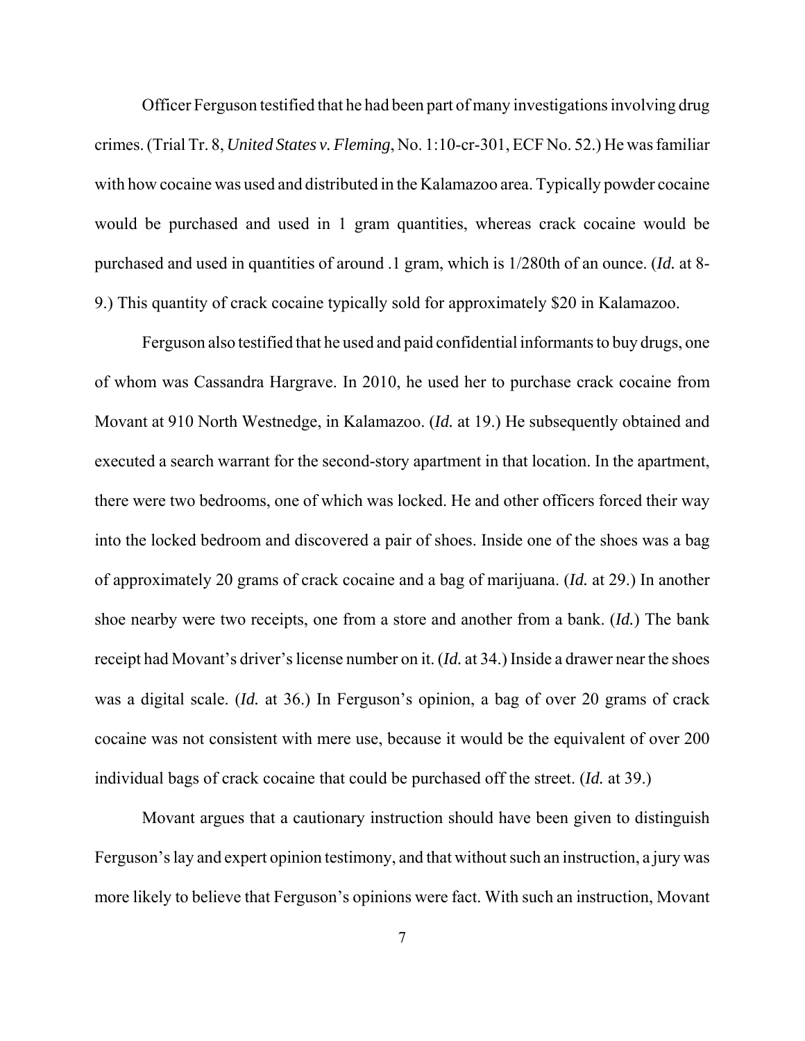Officer Ferguson testified that he had been part of many investigations involving drug crimes. (Trial Tr. 8, *United States v. Fleming*, No. 1:10-cr-301, ECF No. 52.) He was familiar with how cocaine was used and distributed in the Kalamazoo area. Typically powder cocaine would be purchased and used in 1 gram quantities, whereas crack cocaine would be purchased and used in quantities of around .1 gram, which is 1/280th of an ounce. (*Id.* at 8-9.) This quantity of crack cocaine typically sold for approximately $20 in Kalamazoo.

Ferguson also testified that he used and paid confidential informants to buy drugs, one of whom was Cassandra Hargrave. In 2010, he used her to purchase crack cocaine from Movant at 910 North Westnedge, in Kalamazoo. (*Id.* at 19.) He subsequently obtained and executed a search warrant for the second-story apartment in that location. In the apartment, there were two bedrooms, one of which was locked. He and other officers forced their way into the locked bedroom and discovered a pair of shoes. Inside one of the shoes was a bag of approximately 20 grams of crack cocaine and a bag of marijuana. (*Id.* at 29.) In another shoe nearby were two receipts, one from a store and another from a bank. (*Id.*) The bank receipt had Movant's driver's license number on it. (*Id.* at 34.) Inside a drawer near the shoes was a digital scale. (*Id.* at 36.) In Ferguson's opinion, a bag of over 20 grams of crack cocaine was not consistent with mere use, because it would be the equivalent of over 200 individual bags of crack cocaine that could be purchased off the street. (*Id.* at 39.)

Movant argues that a cautionary instruction should have been given to distinguish Ferguson's lay and expert opinion testimony, and that without such an instruction, a jury was more likely to believe that Ferguson's opinions were fact. With such an instruction, Movant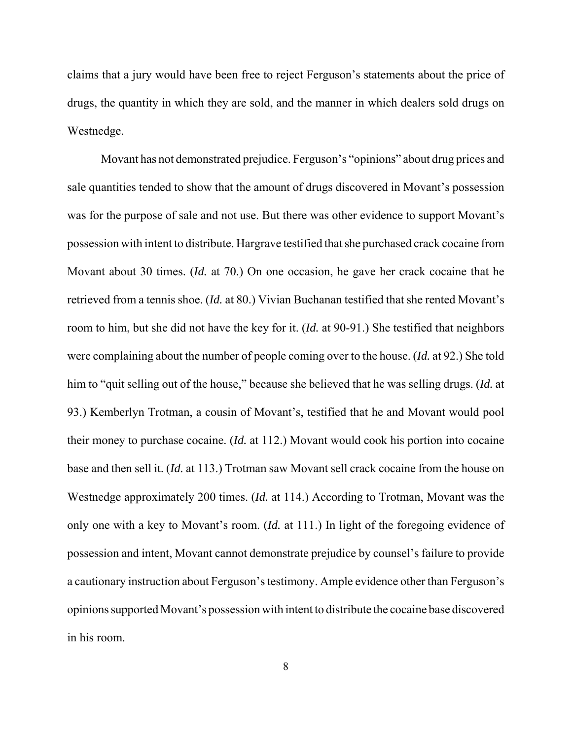claims that a jury would have been free to reject Ferguson's statements about the price of drugs, the quantity in which they are sold, and the manner in which dealers sold drugs on Westnedge.

Movant has not demonstrated prejudice. Ferguson's "opinions" about drug prices and sale quantities tended to show that the amount of drugs discovered in Movant's possession was for the purpose of sale and not use. But there was other evidence to support Movant's possession with intent to distribute. Hargrave testified that she purchased crack cocaine from Movant about 30 times. (*Id.* at 70.) On one occasion, he gave her crack cocaine that he retrieved from a tennis shoe. (*Id.* at 80.) Vivian Buchanan testified that she rented Movant's room to him, but she did not have the key for it. (*Id.* at 90-91.) She testified that neighbors were complaining about the number of people coming over to the house. (*Id.* at 92.) She told him to "quit selling out of the house," because she believed that he was selling drugs. (*Id.* at 93.) Kemberlyn Trotman, a cousin of Movant's, testified that he and Movant would pool their money to purchase cocaine. (*Id.* at 112.) Movant would cook his portion into cocaine base and then sell it. (*Id.* at 113.) Trotman saw Movant sell crack cocaine from the house on Westnedge approximately 200 times. (*Id.* at 114.) According to Trotman, Movant was the only one with a key to Movant's room. (*Id.* at 111.) In light of the foregoing evidence of possession and intent, Movant cannot demonstrate prejudice by counsel's failure to provide a cautionary instruction about Ferguson's testimony. Ample evidence other than Ferguson's opinions supported Movant's possession with intent to distribute the cocaine base discovered in his room.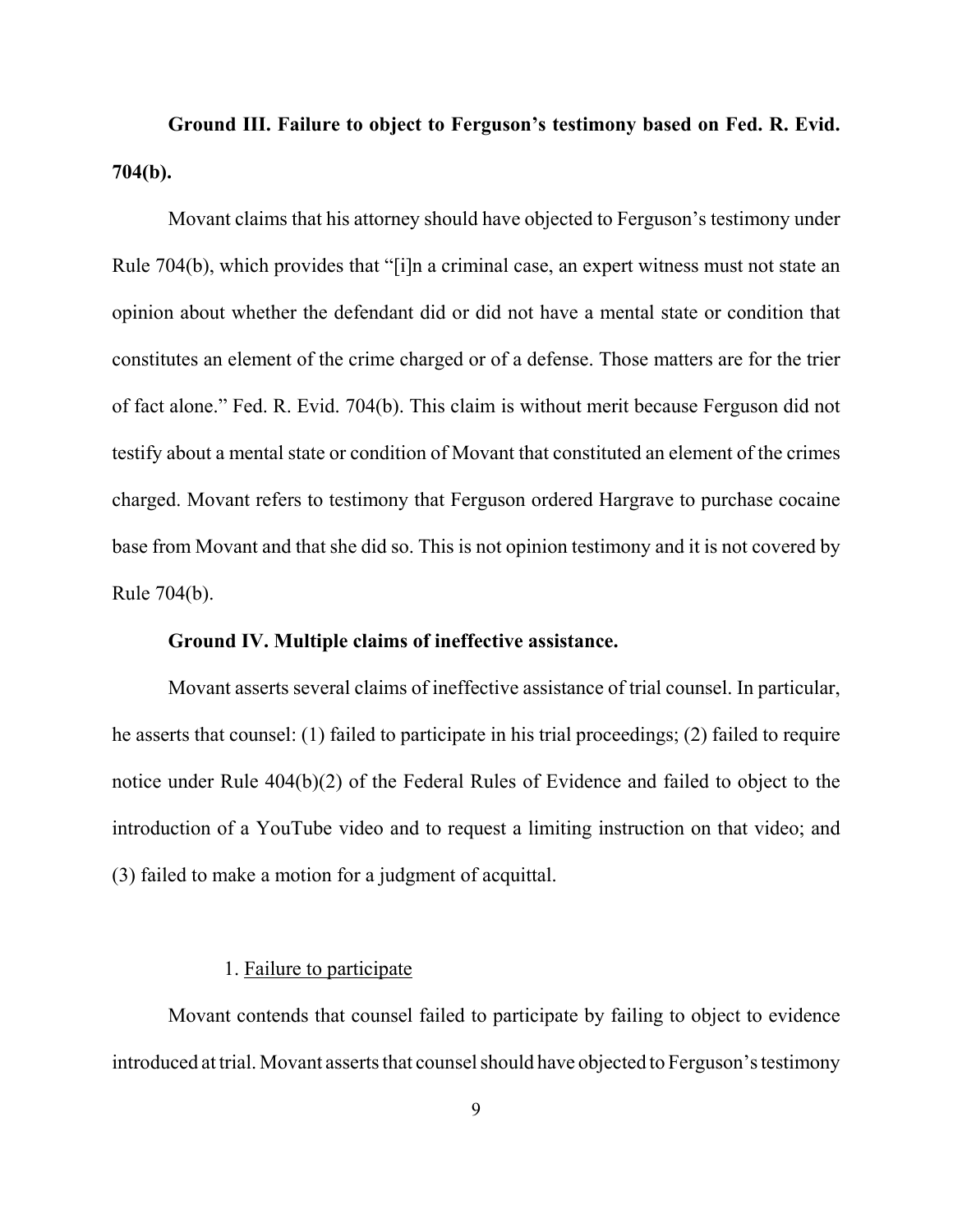**Ground III. Failure to object to Ferguson's testimony based on Fed. R. Evid. 704(b).**

Movant claims that his attorney should have objected to Ferguson's testimony under Rule 704(b), which provides that "[i]n a criminal case, an expert witness must not state an opinion about whether the defendant did or did not have a mental state or condition that constitutes an element of the crime charged or of a defense. Those matters are for the trier of fact alone." Fed. R. Evid. 704(b). This claim is without merit because Ferguson did not testify about a mental state or condition of Movant that constituted an element of the crimes charged. Movant refers to testimony that Ferguson ordered Hargrave to purchase cocaine base from Movant and that she did so. This is not opinion testimony and it is not covered by Rule 704(b).

**Ground IV. Multiple claims of ineffective assistance.**

Movant asserts several claims of ineffective assistance of trial counsel. In particular, he asserts that counsel: (1) failed to participate in his trial proceedings; (2) failed to require notice under Rule 404(b)(2) of the Federal Rules of Evidence and failed to object to the introduction of a YouTube video and to request a limiting instruction on that video; and (3) failed to make a motion for a judgment of acquittal.

1. Failure to participate

Movant contends that counsel failed to participate by failing to object to evidence introduced at trial. Movant asserts that counsel should have objected to Ferguson's testimony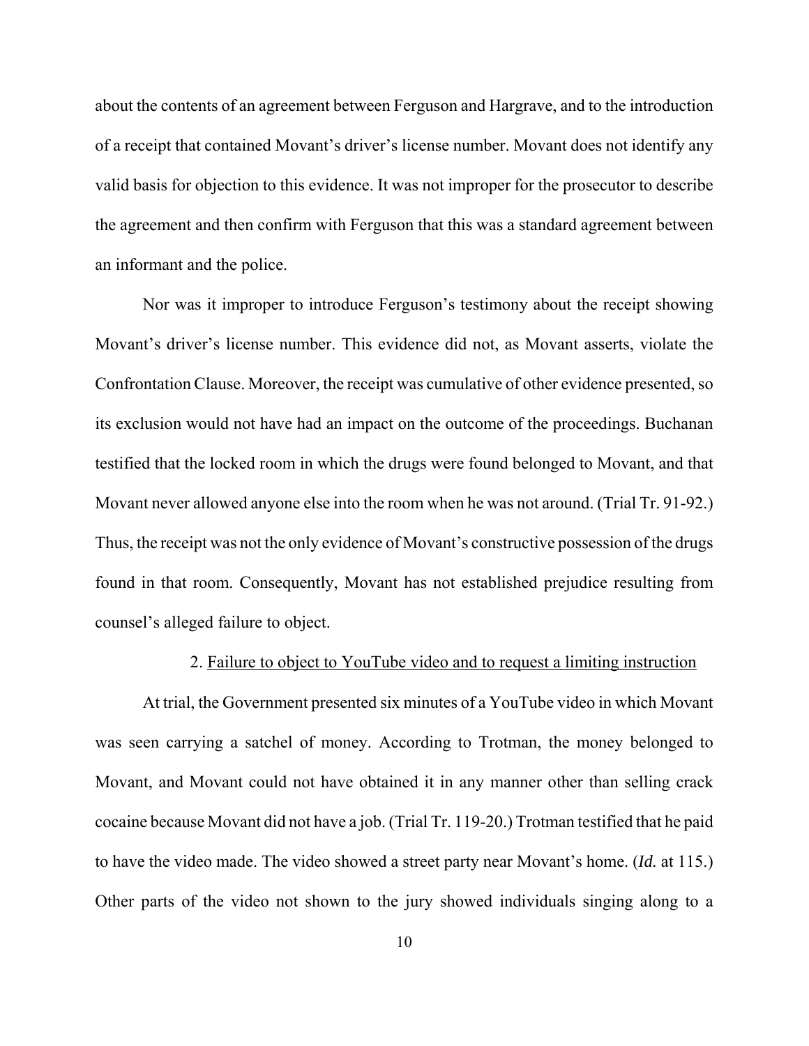about the contents of an agreement between Ferguson and Hargrave, and to the introduction of a receipt that contained Movant's driver's license number. Movant does not identify any valid basis for objection to this evidence. It was not improper for the prosecutor to describe the agreement and then confirm with Ferguson that this was a standard agreement between an informant and the police.

Nor was it improper to introduce Ferguson's testimony about the receipt showing Movant's driver's license number. This evidence did not, as Movant asserts, violate the Confrontation Clause. Moreover, the receipt was cumulative of other evidence presented, so its exclusion would not have had an impact on the outcome of the proceedings. Buchanan testified that the locked room in which the drugs were found belonged to Movant, and that Movant never allowed anyone else into the room when he was not around. (Trial Tr. 91-92.) Thus, the receipt was not the only evidence of Movant's constructive possession of the drugs found in that room. Consequently, Movant has not established prejudice resulting from counsel's alleged failure to object.

2. <u>Failure to object to YouTube video and to request a limiting instruction</u>

At trial, the Government presented six minutes of a YouTube video in which Movant was seen carrying a satchel of money. According to Trotman, the money belonged to Movant, and Movant could not have obtained it in any manner other than selling crack cocaine because Movant did not have a job. (Trial Tr. 119-20.) Trotman testified that he paid to have the video made. The video showed a street party near Movant's home. (*Id.* at 115.) Other parts of the video not shown to the jury showed individuals singing along to a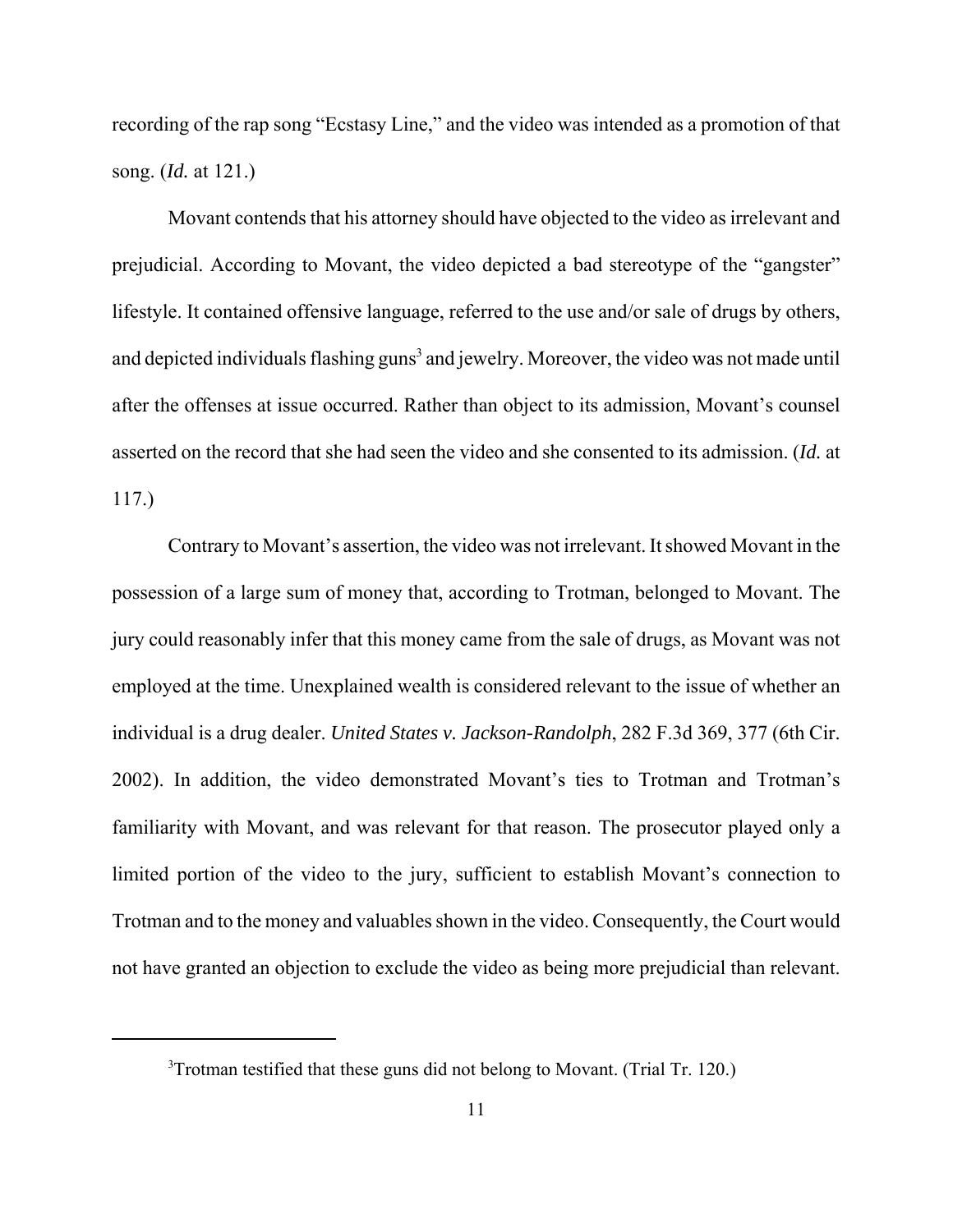recording of the rap song "Ecstasy Line," and the video was intended as a promotion of that song. (*Id.* at 121.)

Movant contends that his attorney should have objected to the video as irrelevant and prejudicial. According to Movant, the video depicted a bad stereotype of the "gangster" lifestyle. It contained offensive language, referred to the use and/or sale of drugs by others, and depicted individuals flashing guns[3] and jewelry. Moreover, the video was not made until after the offenses at issue occurred. Rather than object to its admission, Movant's counsel asserted on the record that she had seen the video and she consented to its admission. (*Id.* at 117.)

Contrary to Movant's assertion, the video was not irrelevant. It showed Movant in the possession of a large sum of money that, according to Trotman, belonged to Movant. The jury could reasonably infer that this money came from the sale of drugs, as Movant was not employed at the time. Unexplained wealth is considered relevant to the issue of whether an individual is a drug dealer. *United States v. Jackson-Randolph*, 282 F.3d 369, 377 (6th Cir. 2002). In addition, the video demonstrated Movant's ties to Trotman and Trotman's familiarity with Movant, and was relevant for that reason. The prosecutor played only a limited portion of the video to the jury, sufficient to establish Movant's connection to Trotman and to the money and valuables shown in the video. Consequently, the Court would not have granted an objection to exclude the video as being more prejudicial than relevant.

---

[3]Trotman testified that these guns did not belong to Movant. (Trial Tr. 120.)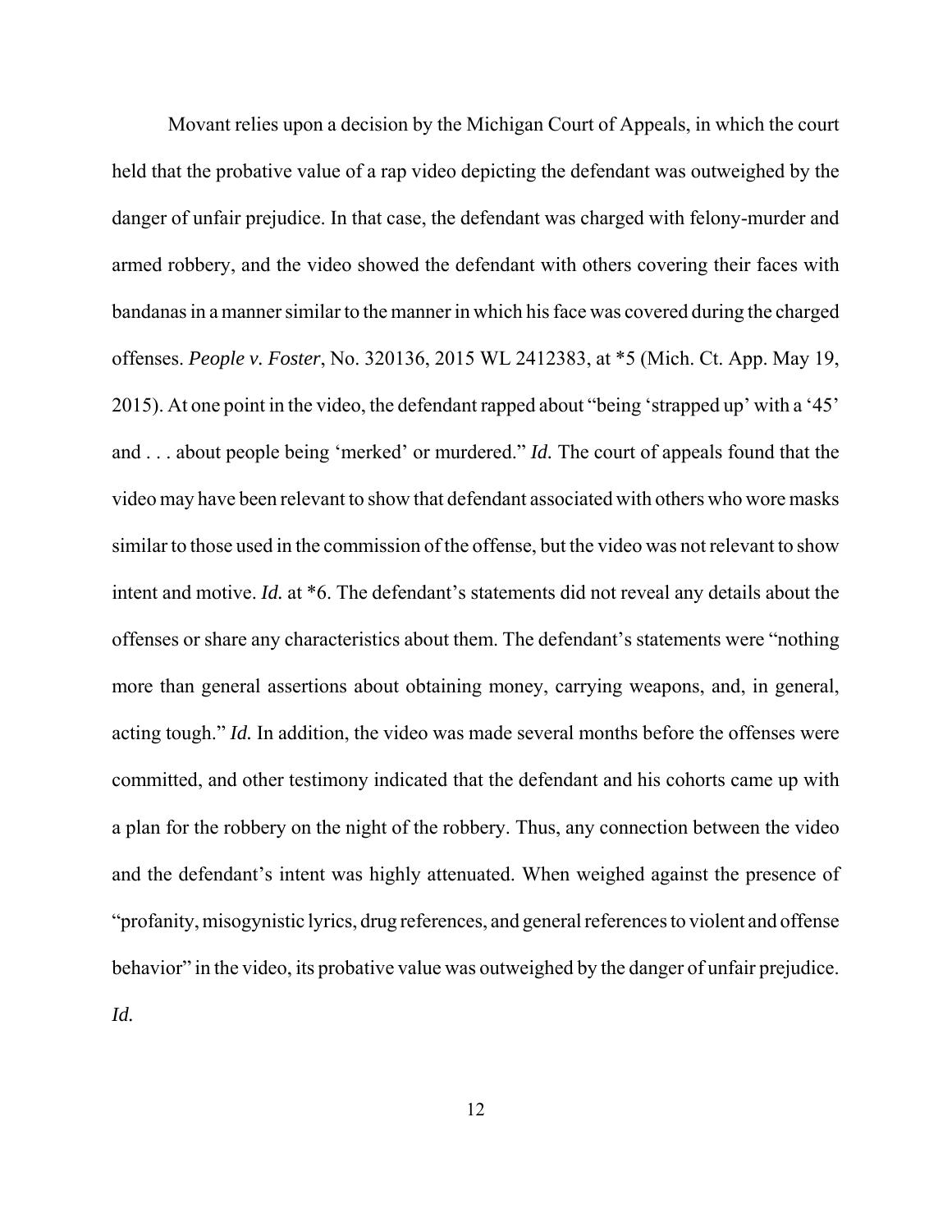Movant relies upon a decision by the Michigan Court of Appeals, in which the court held that the probative value of a rap video depicting the defendant was outweighed by the danger of unfair prejudice. In that case, the defendant was charged with felony-murder and armed robbery, and the video showed the defendant with others covering their faces with bandanas in a manner similar to the manner in which his face was covered during the charged offenses. *People v. Foster*, No. 320136, 2015 WL 2412383, at *5 (Mich. Ct. App. May 19, 2015). At one point in the video, the defendant rapped about "being 'strapped up' with a '45' and . . . about people being 'merked' or murdered." *Id.* The court of appeals found that the video may have been relevant to show that defendant associated with others who wore masks similar to those used in the commission of the offense, but the video was not relevant to show intent and motive. *Id.* at *6. The defendant's statements did not reveal any details about the offenses or share any characteristics about them. The defendant's statements were "nothing more than general assertions about obtaining money, carrying weapons, and, in general, acting tough." *Id.* In addition, the video was made several months before the offenses were committed, and other testimony indicated that the defendant and his cohorts came up with a plan for the robbery on the night of the robbery. Thus, any connection between the video and the defendant's intent was highly attenuated. When weighed against the presence of "profanity, misogynistic lyrics, drug references, and general references to violent and offense behavior" in the video, its probative value was outweighed by the danger of unfair prejudice. *Id.*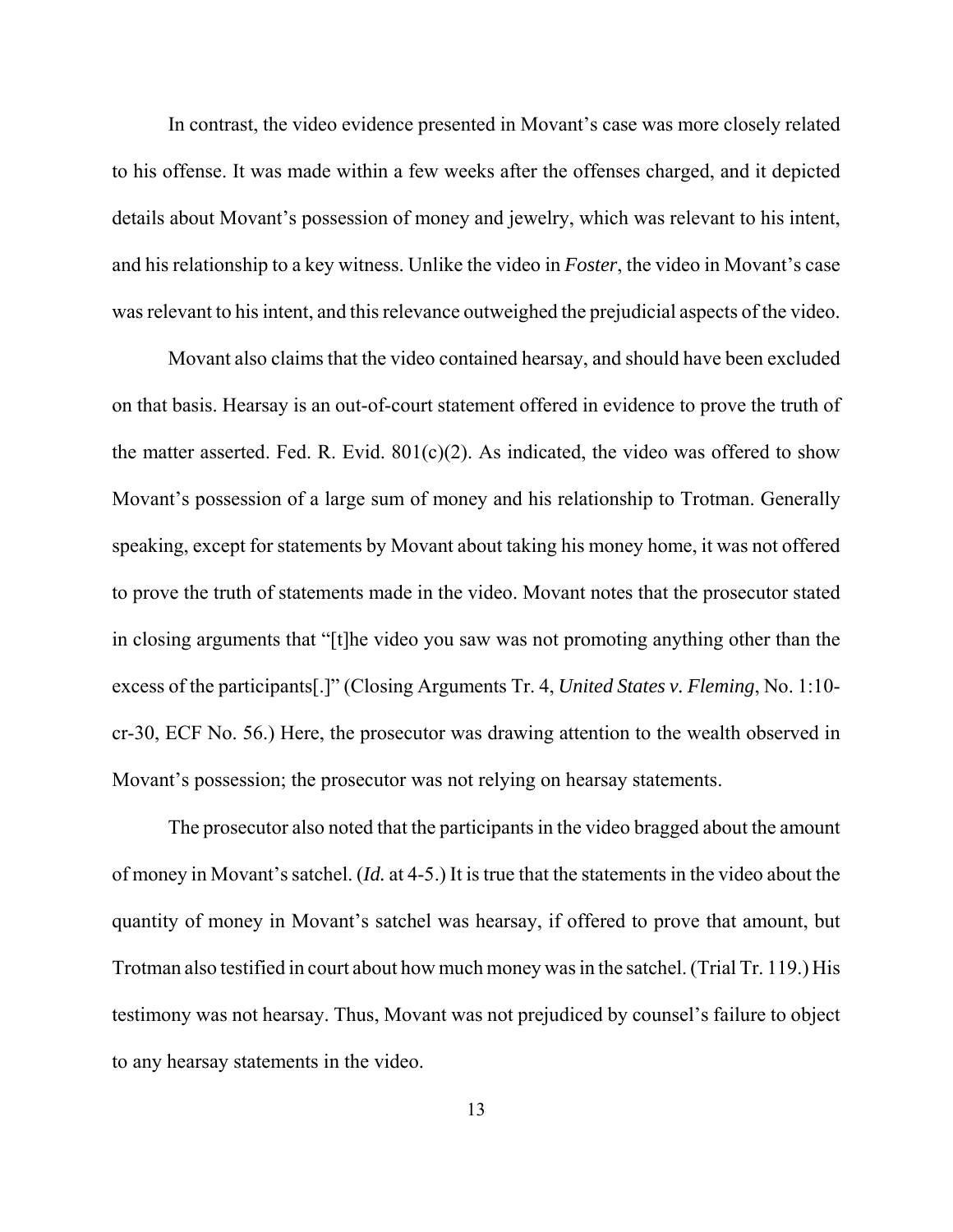In contrast, the video evidence presented in Movant's case was more closely related to his offense. It was made within a few weeks after the offenses charged, and it depicted details about Movant's possession of money and jewelry, which was relevant to his intent, and his relationship to a key witness. Unlike the video in *Foster*, the video in Movant's case was relevant to his intent, and this relevance outweighed the prejudicial aspects of the video.

Movant also claims that the video contained hearsay, and should have been excluded on that basis. Hearsay is an out-of-court statement offered in evidence to prove the truth of the matter asserted. Fed. R. Evid. 801(c)(2). As indicated, the video was offered to show Movant's possession of a large sum of money and his relationship to Trotman. Generally speaking, except for statements by Movant about taking his money home, it was not offered to prove the truth of statements made in the video. Movant notes that the prosecutor stated in closing arguments that "[t]he video you saw was not promoting anything other than the excess of the participants[.]" (Closing Arguments Tr. 4, *United States v. Fleming*, No. 1:10-cr-30, ECF No. 56.) Here, the prosecutor was drawing attention to the wealth observed in Movant's possession; the prosecutor was not relying on hearsay statements.

The prosecutor also noted that the participants in the video bragged about the amount of money in Movant's satchel. (*Id.* at 4-5.) It is true that the statements in the video about the quantity of money in Movant's satchel was hearsay, if offered to prove that amount, but Trotman also testified in court about how much money was in the satchel. (Trial Tr. 119.) His testimony was not hearsay. Thus, Movant was not prejudiced by counsel's failure to object to any hearsay statements in the video.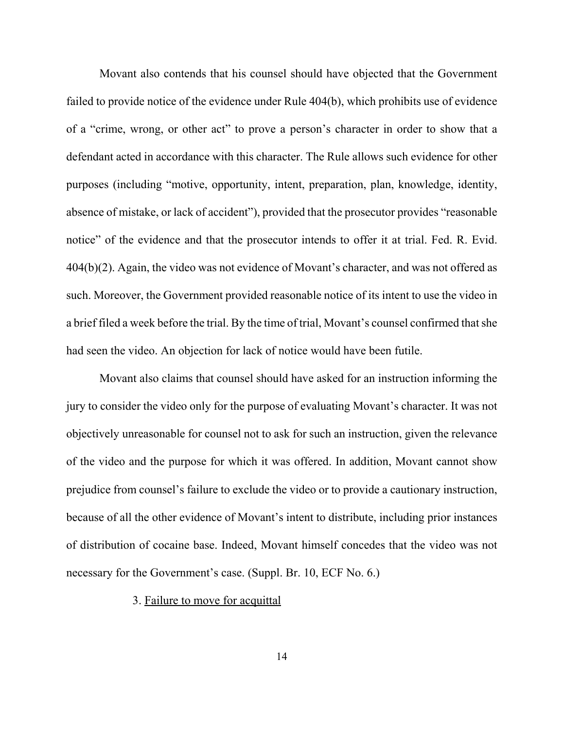Movant also contends that his counsel should have objected that the Government failed to provide notice of the evidence under Rule 404(b), which prohibits use of evidence of a "crime, wrong, or other act" to prove a person's character in order to show that a defendant acted in accordance with this character. The Rule allows such evidence for other purposes (including "motive, opportunity, intent, preparation, plan, knowledge, identity, absence of mistake, or lack of accident"), provided that the prosecutor provides "reasonable notice" of the evidence and that the prosecutor intends to offer it at trial. Fed. R. Evid. 404(b)(2). Again, the video was not evidence of Movant's character, and was not offered as such. Moreover, the Government provided reasonable notice of its intent to use the video in a brief filed a week before the trial. By the time of trial, Movant's counsel confirmed that she had seen the video. An objection for lack of notice would have been futile.

Movant also claims that counsel should have asked for an instruction informing the jury to consider the video only for the purpose of evaluating Movant's character. It was not objectively unreasonable for counsel not to ask for such an instruction, given the relevance of the video and the purpose for which it was offered. In addition, Movant cannot show prejudice from counsel's failure to exclude the video or to provide a cautionary instruction, because of all the other evidence of Movant's intent to distribute, including prior instances of distribution of cocaine base. Indeed, Movant himself concedes that the video was not necessary for the Government's case. (Suppl. Br. 10, ECF No. 6.)

3. Failure to move for acquittal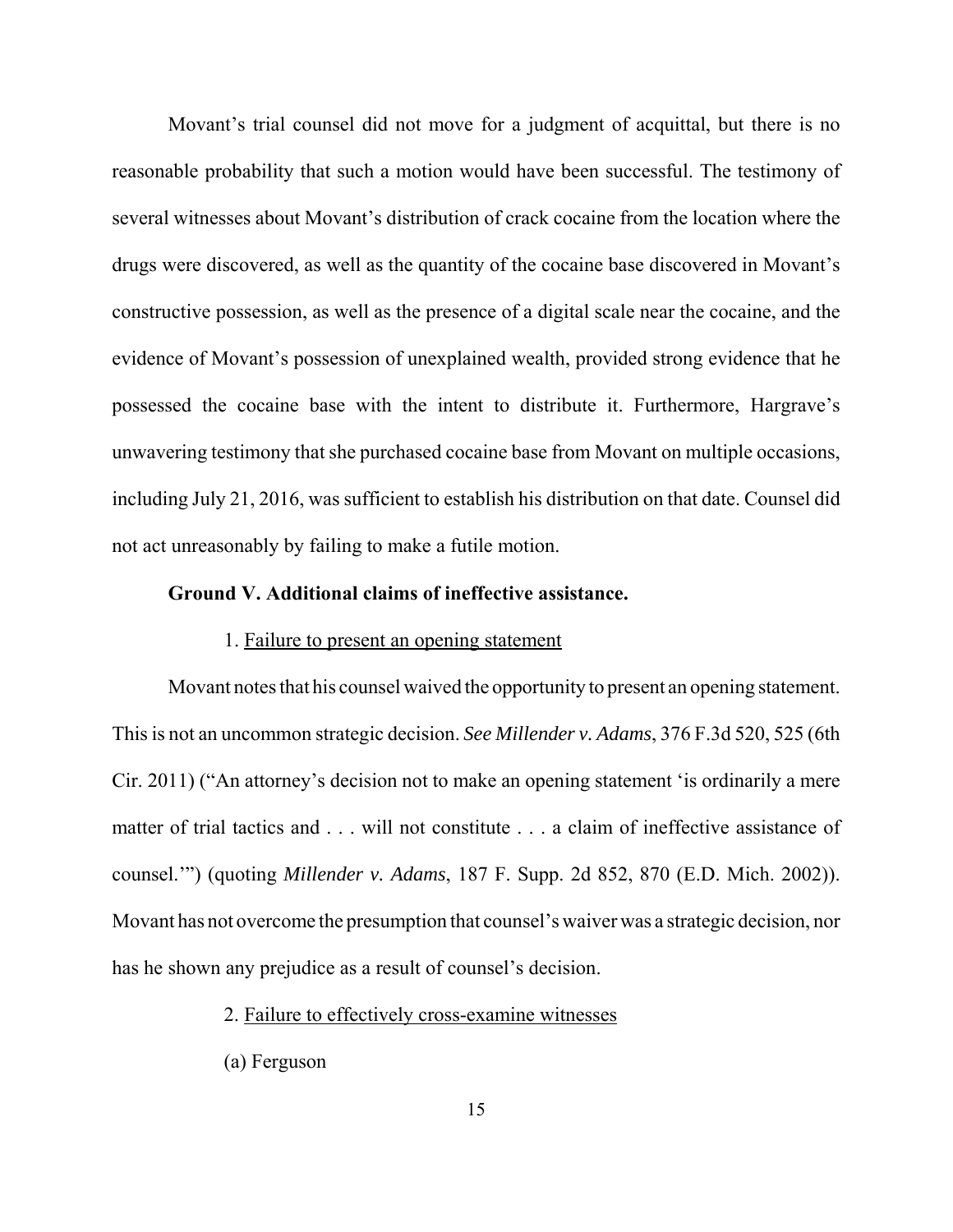Movant's trial counsel did not move for a judgment of acquittal, but there is no reasonable probability that such a motion would have been successful. The testimony of several witnesses about Movant's distribution of crack cocaine from the location where the drugs were discovered, as well as the quantity of the cocaine base discovered in Movant's constructive possession, as well as the presence of a digital scale near the cocaine, and the evidence of Movant's possession of unexplained wealth, provided strong evidence that he possessed the cocaine base with the intent to distribute it. Furthermore, Hargrave's unwavering testimony that she purchased cocaine base from Movant on multiple occasions, including July 21, 2016, was sufficient to establish his distribution on that date. Counsel did not act unreasonably by failing to make a futile motion.

**Ground V. Additional claims of ineffective assistance.**

1. Failure to present an opening statement

Movant notes that his counsel waived the opportunity to present an opening statement. This is not an uncommon strategic decision. *See Millender v. Adams*, 376 F.3d 520, 525 (6th Cir. 2011) ("An attorney's decision not to make an opening statement 'is ordinarily a mere matter of trial tactics and . . . will not constitute . . . a claim of ineffective assistance of counsel.'") (quoting *Millender v. Adams*, 187 F. Supp. 2d 852, 870 (E.D. Mich. 2002)). Movant has not overcome the presumption that counsel's waiver was a strategic decision, nor has he shown any prejudice as a result of counsel's decision.

2. Failure to effectively cross-examine witnesses

(a) Ferguson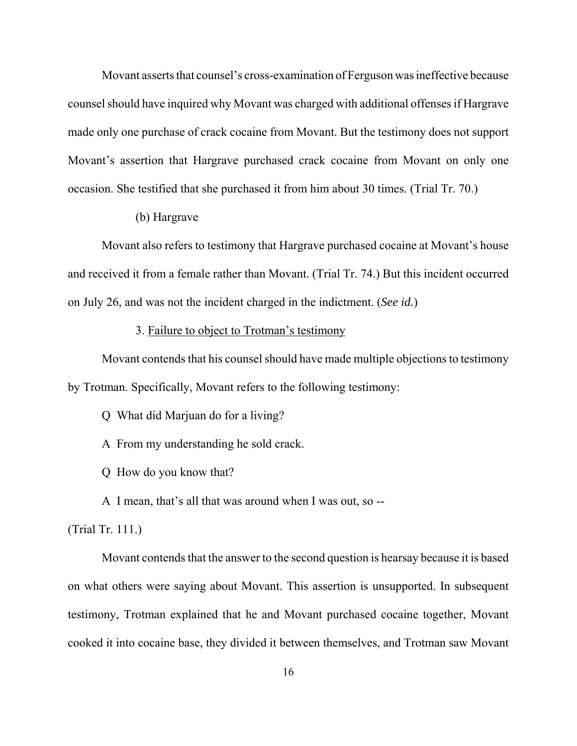Movant asserts that counsel's cross-examination of Ferguson was ineffective because counsel should have inquired why Movant was charged with additional offenses if Hargrave made only one purchase of crack cocaine from Movant. But the testimony does not support Movant's assertion that Hargrave purchased crack cocaine from Movant on only one occasion. She testified that she purchased it from him about 30 times. (Trial Tr. 70.)

(b) Hargrave

Movant also refers to testimony that Hargrave purchased cocaine at Movant's house and received it from a female rather than Movant. (Trial Tr. 74.) But this incident occurred on July 26, and was not the incident charged in the indictment. (*See id.*)

3. Failure to object to Trotman's testimony

Movant contends that his counsel should have made multiple objections to testimony by Trotman. Specifically, Movant refers to the following testimony:

Q What did Marjuan do for a living?

A From my understanding he sold crack.

Q How do you know that?

A I mean, that's all that was around when I was out, so --

(Trial Tr. 111.)

Movant contends that the answer to the second question is hearsay because it is based on what others were saying about Movant. This assertion is unsupported. In subsequent testimony, Trotman explained that he and Movant purchased cocaine together, Movant cooked it into cocaine base, they divided it between themselves, and Trotman saw Movant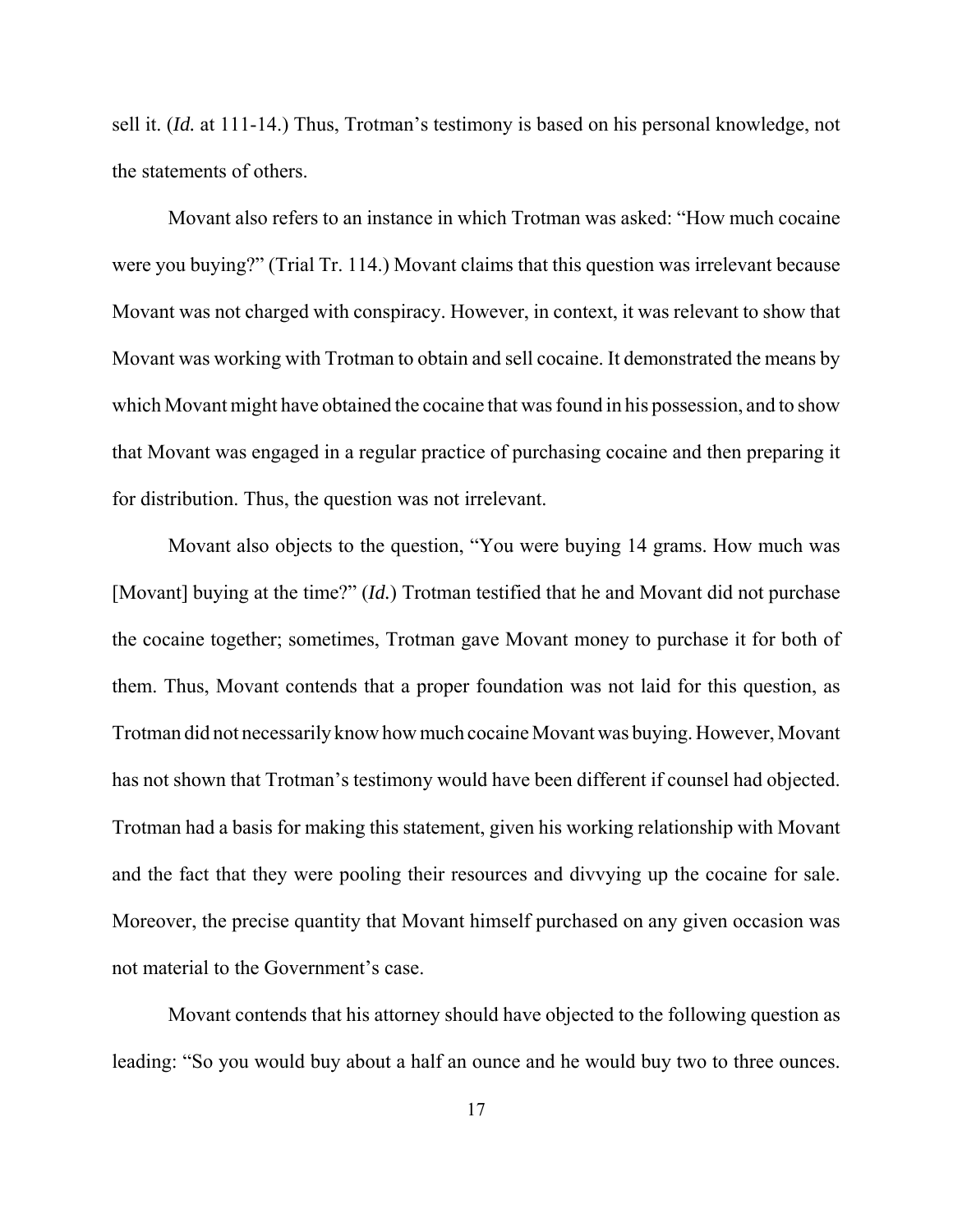sell it. (*Id.* at 111-14.) Thus, Trotman's testimony is based on his personal knowledge, not the statements of others.

Movant also refers to an instance in which Trotman was asked: "How much cocaine were you buying?" (Trial Tr. 114.) Movant claims that this question was irrelevant because Movant was not charged with conspiracy. However, in context, it was relevant to show that Movant was working with Trotman to obtain and sell cocaine. It demonstrated the means by which Movant might have obtained the cocaine that was found in his possession, and to show that Movant was engaged in a regular practice of purchasing cocaine and then preparing it for distribution. Thus, the question was not irrelevant.

Movant also objects to the question, "You were buying 14 grams. How much was [Movant] buying at the time?" (*Id.*) Trotman testified that he and Movant did not purchase the cocaine together; sometimes, Trotman gave Movant money to purchase it for both of them. Thus, Movant contends that a proper foundation was not laid for this question, as Trotman did not necessarily know how much cocaine Movant was buying. However, Movant has not shown that Trotman's testimony would have been different if counsel had objected. Trotman had a basis for making this statement, given his working relationship with Movant and the fact that they were pooling their resources and divvying up the cocaine for sale. Moreover, the precise quantity that Movant himself purchased on any given occasion was not material to the Government's case.

Movant contends that his attorney should have objected to the following question as leading: "So you would buy about a half an ounce and he would buy two to three ounces.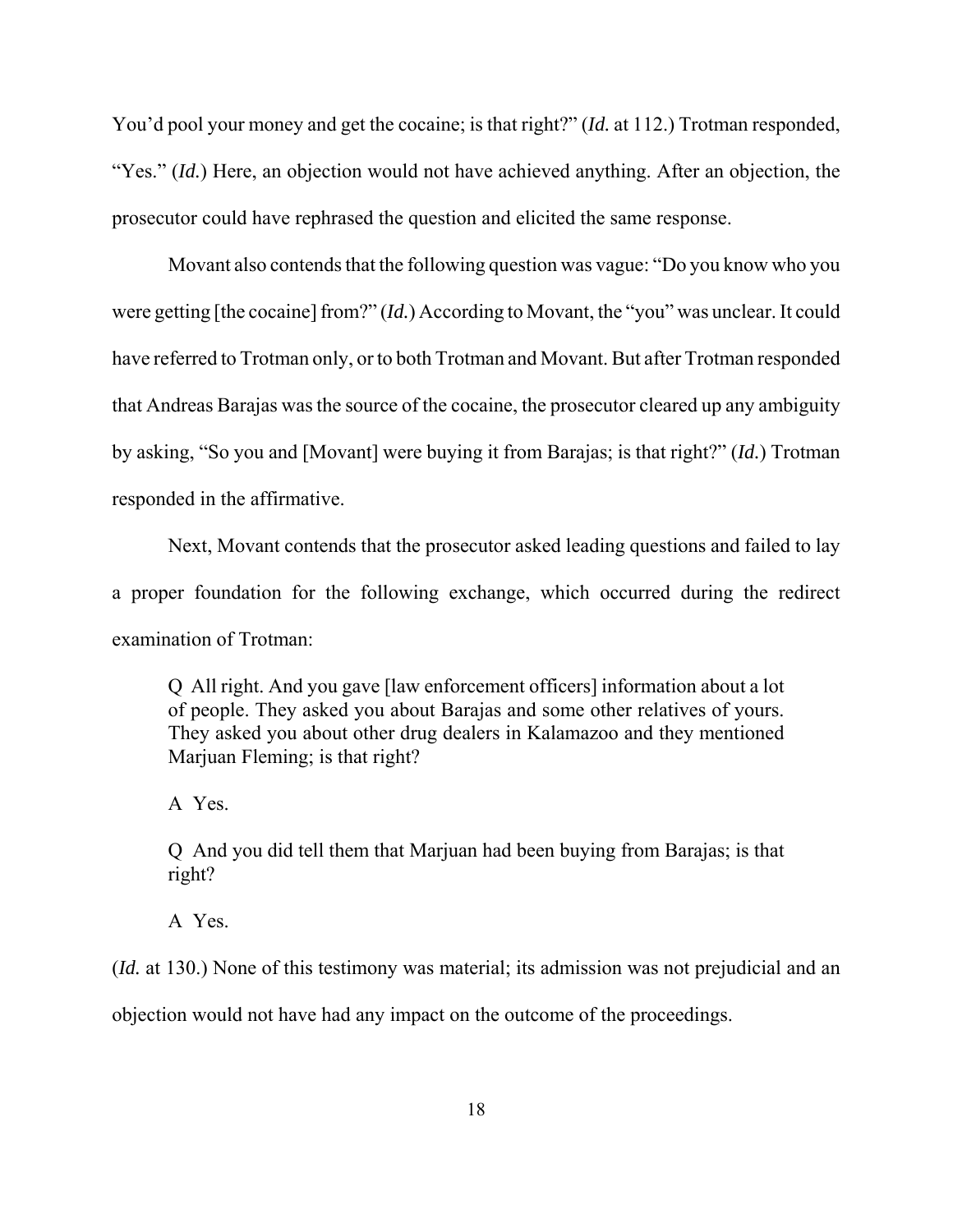You'd pool your money and get the cocaine; is that right?" (*Id.* at 112.) Trotman responded, "Yes." (*Id.*) Here, an objection would not have achieved anything. After an objection, the prosecutor could have rephrased the question and elicited the same response.

Movant also contends that the following question was vague: "Do you know who you were getting [the cocaine] from?" (*Id.*) According to Movant, the "you" was unclear. It could have referred to Trotman only, or to both Trotman and Movant. But after Trotman responded that Andreas Barajas was the source of the cocaine, the prosecutor cleared up any ambiguity by asking, "So you and [Movant] were buying it from Barajas; is that right?" (*Id.*) Trotman responded in the affirmative.

Next, Movant contends that the prosecutor asked leading questions and failed to lay a proper foundation for the following exchange, which occurred during the redirect examination of Trotman:

> Q All right. And you gave [law enforcement officers] information about a lot of people. They asked you about Barajas and some other relatives of yours. They asked you about other drug dealers in Kalamazoo and they mentioned Marjuan Fleming; is that right?
>
> A Yes.
>
> Q And you did tell them that Marjuan had been buying from Barajas; is that right?
>
> A Yes.

(*Id.* at 130.) None of this testimony was material; its admission was not prejudicial and an objection would not have had any impact on the outcome of the proceedings.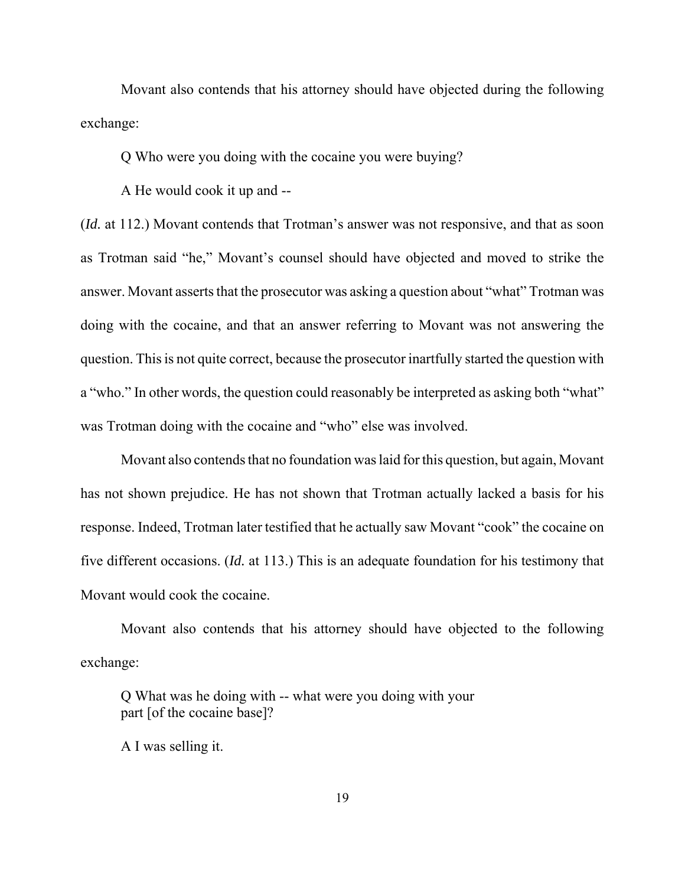Movant also contends that his attorney should have objected during the following exchange:

> Q Who were you doing with the cocaine you were buying?
>
> A He would cook it up and --

(*Id.* at 112.) Movant contends that Trotman's answer was not responsive, and that as soon as Trotman said "he," Movant's counsel should have objected and moved to strike the answer. Movant asserts that the prosecutor was asking a question about "what" Trotman was doing with the cocaine, and that an answer referring to Movant was not answering the question. This is not quite correct, because the prosecutor inartfully started the question with a "who." In other words, the question could reasonably be interpreted as asking both "what" was Trotman doing with the cocaine and "who" else was involved.

Movant also contends that no foundation was laid for this question, but again, Movant has not shown prejudice. He has not shown that Trotman actually lacked a basis for his response. Indeed, Trotman later testified that he actually saw Movant "cook" the cocaine on five different occasions. (*Id.* at 113.) This is an adequate foundation for his testimony that Movant would cook the cocaine.

Movant also contends that his attorney should have objected to the following exchange:

> Q What was he doing with -- what were you doing with your part [of the cocaine base]?
>
> A I was selling it.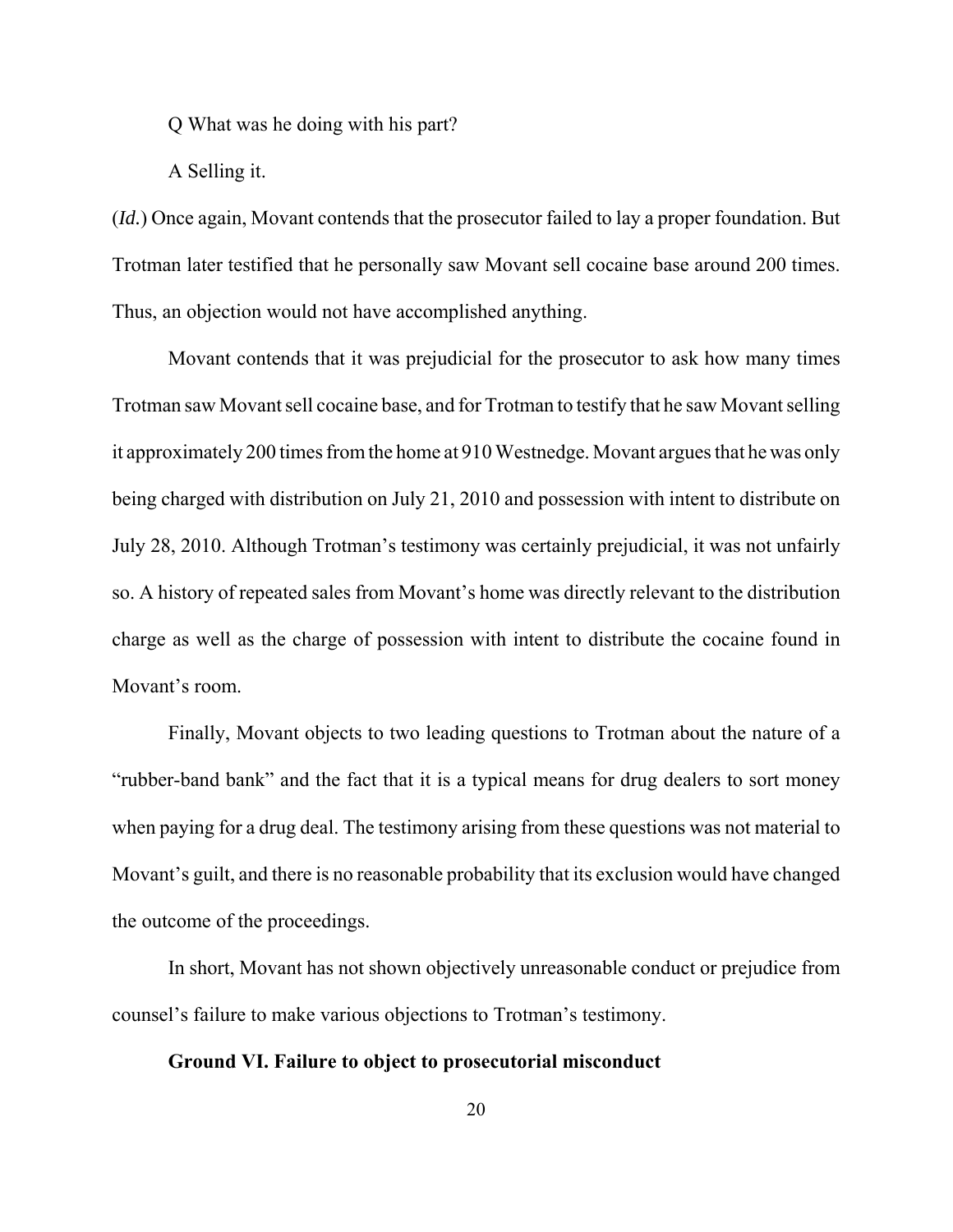Q What was he doing with his part?

A Selling it.

(*Id.*) Once again, Movant contends that the prosecutor failed to lay a proper foundation. But Trotman later testified that he personally saw Movant sell cocaine base around 200 times. Thus, an objection would not have accomplished anything.

Movant contends that it was prejudicial for the prosecutor to ask how many times Trotman saw Movant sell cocaine base, and for Trotman to testify that he saw Movant selling it approximately 200 times from the home at 910 Westnedge. Movant argues that he was only being charged with distribution on July 21, 2010 and possession with intent to distribute on July 28, 2010. Although Trotman's testimony was certainly prejudicial, it was not unfairly so. A history of repeated sales from Movant's home was directly relevant to the distribution charge as well as the charge of possession with intent to distribute the cocaine found in Movant's room.

Finally, Movant objects to two leading questions to Trotman about the nature of a "rubber-band bank" and the fact that it is a typical means for drug dealers to sort money when paying for a drug deal. The testimony arising from these questions was not material to Movant's guilt, and there is no reasonable probability that its exclusion would have changed the outcome of the proceedings.

In short, Movant has not shown objectively unreasonable conduct or prejudice from counsel's failure to make various objections to Trotman's testimony.

**Ground VI. Failure to object to prosecutorial misconduct**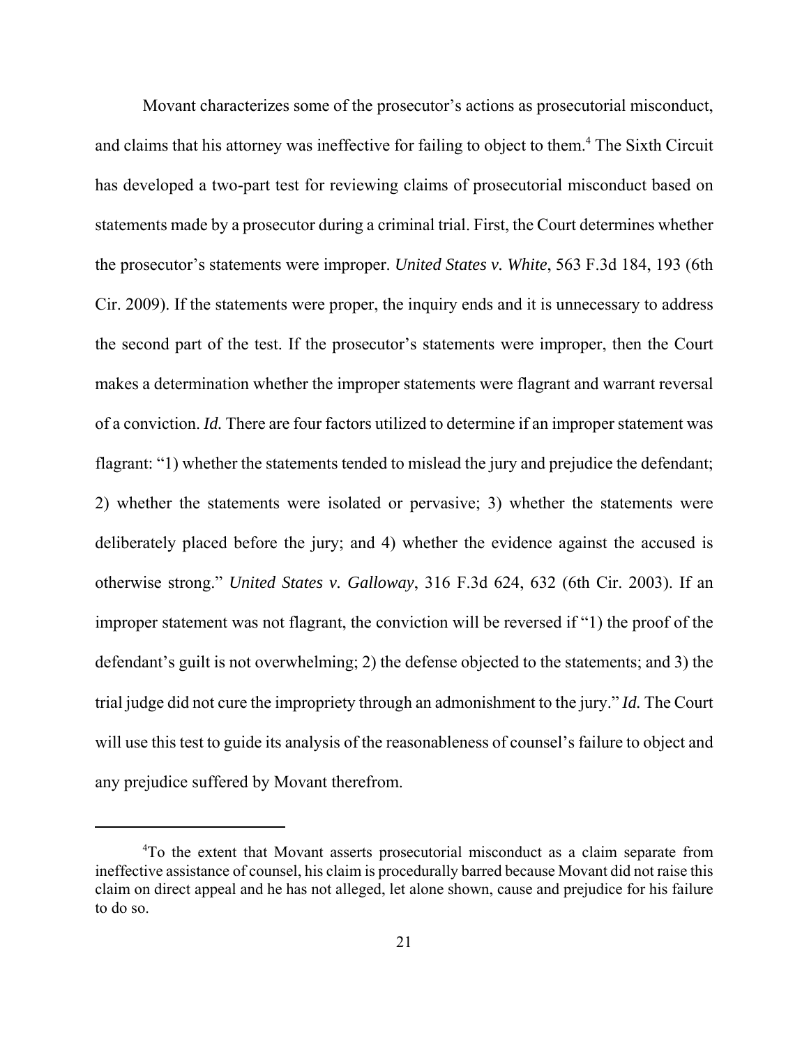Movant characterizes some of the prosecutor's actions as prosecutorial misconduct, and claims that his attorney was ineffective for failing to object to them.[4] The Sixth Circuit has developed a two-part test for reviewing claims of prosecutorial misconduct based on statements made by a prosecutor during a criminal trial. First, the Court determines whether the prosecutor's statements were improper. *United States v. White*, 563 F.3d 184, 193 (6th Cir. 2009). If the statements were proper, the inquiry ends and it is unnecessary to address the second part of the test. If the prosecutor's statements were improper, then the Court makes a determination whether the improper statements were flagrant and warrant reversal of a conviction. *Id.* There are four factors utilized to determine if an improper statement was flagrant: "1) whether the statements tended to mislead the jury and prejudice the defendant; 2) whether the statements were isolated or pervasive; 3) whether the statements were deliberately placed before the jury; and 4) whether the evidence against the accused is otherwise strong." *United States v. Galloway*, 316 F.3d 624, 632 (6th Cir. 2003). If an improper statement was not flagrant, the conviction will be reversed if "1) the proof of the defendant's guilt is not overwhelming; 2) the defense objected to the statements; and 3) the trial judge did not cure the impropriety through an admonishment to the jury." *Id.* The Court will use this test to guide its analysis of the reasonableness of counsel's failure to object and any prejudice suffered by Movant therefrom.

[4] To the extent that Movant asserts prosecutorial misconduct as a claim separate from ineffective assistance of counsel, his claim is procedurally barred because Movant did not raise this claim on direct appeal and he has not alleged, let alone shown, cause and prejudice for his failure to do so.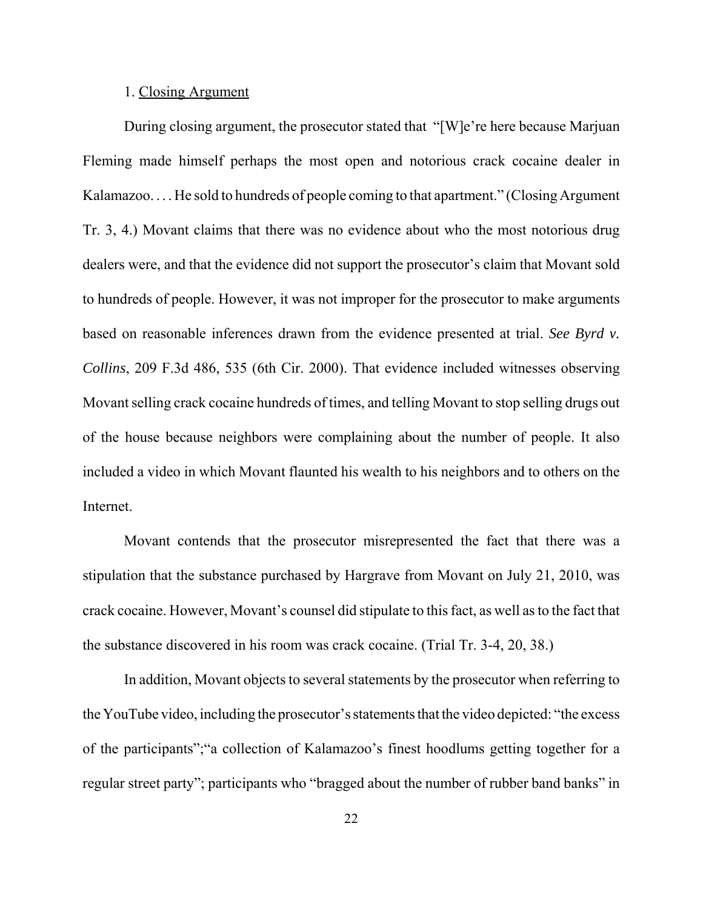1. Closing Argument

During closing argument, the prosecutor stated that "[W]e're here because Marjuan Fleming made himself perhaps the most open and notorious crack cocaine dealer in Kalamazoo. . . . He sold to hundreds of people coming to that apartment." (Closing Argument Tr. 3, 4.) Movant claims that there was no evidence about who the most notorious drug dealers were, and that the evidence did not support the prosecutor's claim that Movant sold to hundreds of people. However, it was not improper for the prosecutor to make arguments based on reasonable inferences drawn from the evidence presented at trial. *See Byrd v. Collins*, 209 F.3d 486, 535 (6th Cir. 2000). That evidence included witnesses observing Movant selling crack cocaine hundreds of times, and telling Movant to stop selling drugs out of the house because neighbors were complaining about the number of people. It also included a video in which Movant flaunted his wealth to his neighbors and to others on the Internet.

Movant contends that the prosecutor misrepresented the fact that there was a stipulation that the substance purchased by Hargrave from Movant on July 21, 2010, was crack cocaine. However, Movant's counsel did stipulate to this fact, as well as to the fact that the substance discovered in his room was crack cocaine. (Trial Tr. 3-4, 20, 38.)

In addition, Movant objects to several statements by the prosecutor when referring to the YouTube video, including the prosecutor's statements that the video depicted: "the excess of the participants";"a collection of Kalamazoo's finest hoodlums getting together for a regular street party"; participants who "bragged about the number of rubber band banks" in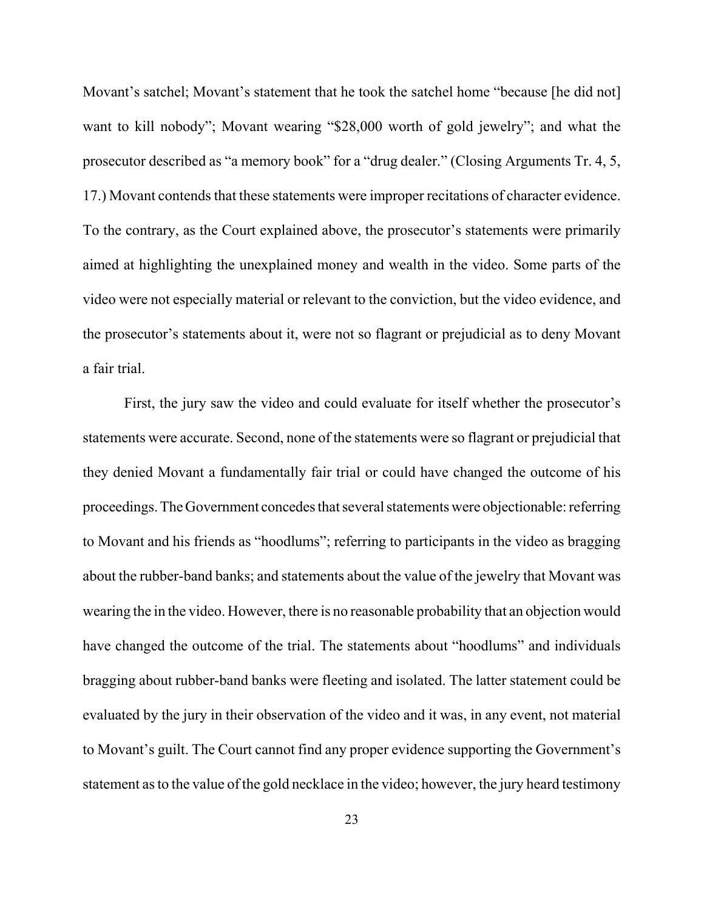Movant's satchel; Movant's statement that he took the satchel home "because [he did not] want to kill nobody"; Movant wearing "$28,000 worth of gold jewelry"; and what the prosecutor described as "a memory book" for a "drug dealer." (Closing Arguments Tr. 4, 5, 17.) Movant contends that these statements were improper recitations of character evidence. To the contrary, as the Court explained above, the prosecutor's statements were primarily aimed at highlighting the unexplained money and wealth in the video. Some parts of the video were not especially material or relevant to the conviction, but the video evidence, and the prosecutor's statements about it, were not so flagrant or prejudicial as to deny Movant a fair trial.

First, the jury saw the video and could evaluate for itself whether the prosecutor's statements were accurate. Second, none of the statements were so flagrant or prejudicial that they denied Movant a fundamentally fair trial or could have changed the outcome of his proceedings. The Government concedes that several statements were objectionable: referring to Movant and his friends as "hoodlums"; referring to participants in the video as bragging about the rubber-band banks; and statements about the value of the jewelry that Movant was wearing the in the video. However, there is no reasonable probability that an objection would have changed the outcome of the trial. The statements about "hoodlums" and individuals bragging about rubber-band banks were fleeting and isolated. The latter statement could be evaluated by the jury in their observation of the video and it was, in any event, not material to Movant's guilt. The Court cannot find any proper evidence supporting the Government's statement as to the value of the gold necklace in the video; however, the jury heard testimony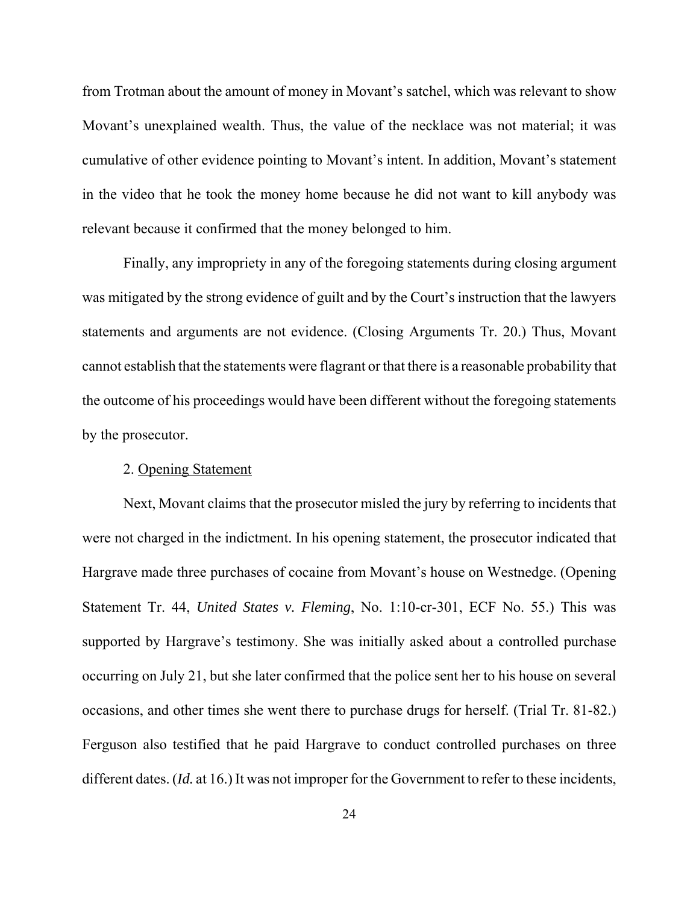from Trotman about the amount of money in Movant's satchel, which was relevant to show Movant's unexplained wealth. Thus, the value of the necklace was not material; it was cumulative of other evidence pointing to Movant's intent. In addition, Movant's statement in the video that he took the money home because he did not want to kill anybody was relevant because it confirmed that the money belonged to him.

Finally, any impropriety in any of the foregoing statements during closing argument was mitigated by the strong evidence of guilt and by the Court's instruction that the lawyers statements and arguments are not evidence. (Closing Arguments Tr. 20.) Thus, Movant cannot establish that the statements were flagrant or that there is a reasonable probability that the outcome of his proceedings would have been different without the foregoing statements by the prosecutor.

2. Opening Statement

Next, Movant claims that the prosecutor misled the jury by referring to incidents that were not charged in the indictment. In his opening statement, the prosecutor indicated that Hargrave made three purchases of cocaine from Movant's house on Westnedge. (Opening Statement Tr. 44, *United States v. Fleming*, No. 1:10-cr-301, ECF No. 55.) This was supported by Hargrave's testimony. She was initially asked about a controlled purchase occurring on July 21, but she later confirmed that the police sent her to his house on several occasions, and other times she went there to purchase drugs for herself. (Trial Tr. 81-82.) Ferguson also testified that he paid Hargrave to conduct controlled purchases on three different dates. (*Id.* at 16.) It was not improper for the Government to refer to these incidents,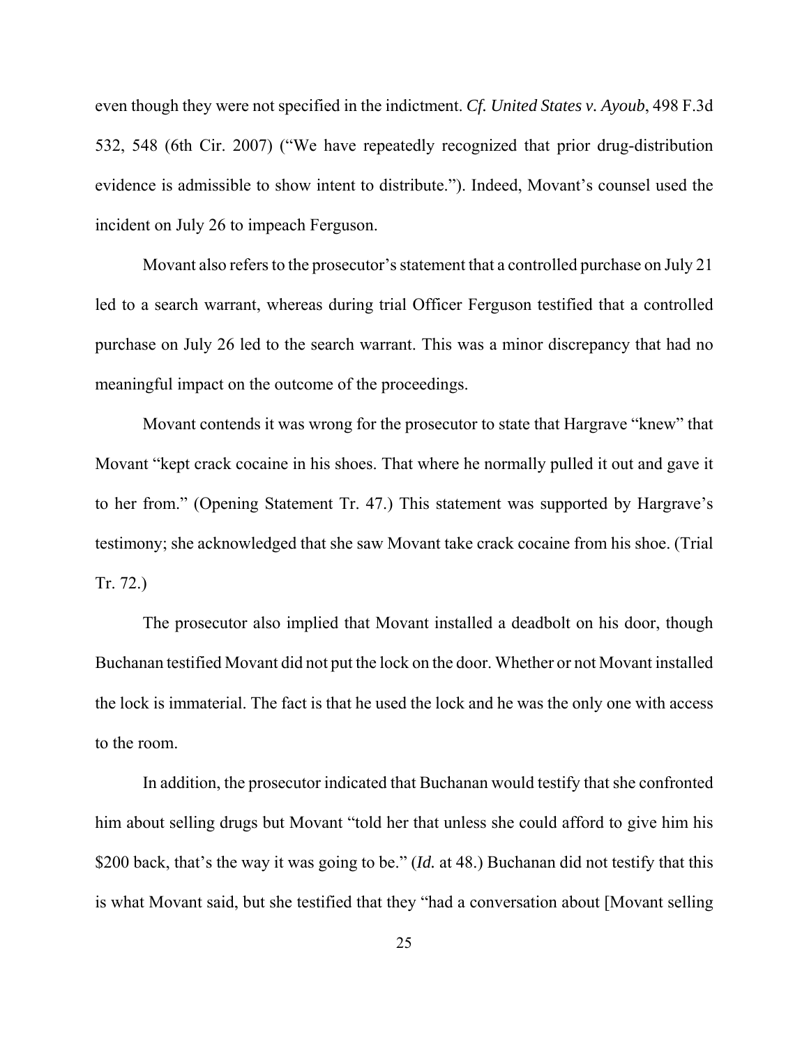even though they were not specified in the indictment. *Cf. United States v. Ayoub*, 498 F.3d 532, 548 (6th Cir. 2007) ("We have repeatedly recognized that prior drug-distribution evidence is admissible to show intent to distribute."). Indeed, Movant's counsel used the incident on July 26 to impeach Ferguson.

Movant also refers to the prosecutor's statement that a controlled purchase on July 21 led to a search warrant, whereas during trial Officer Ferguson testified that a controlled purchase on July 26 led to the search warrant. This was a minor discrepancy that had no meaningful impact on the outcome of the proceedings.

Movant contends it was wrong for the prosecutor to state that Hargrave "knew" that Movant "kept crack cocaine in his shoes. That where he normally pulled it out and gave it to her from." (Opening Statement Tr. 47.) This statement was supported by Hargrave's testimony; she acknowledged that she saw Movant take crack cocaine from his shoe. (Trial Tr. 72.)

The prosecutor also implied that Movant installed a deadbolt on his door, though Buchanan testified Movant did not put the lock on the door. Whether or not Movant installed the lock is immaterial. The fact is that he used the lock and he was the only one with access to the room.

In addition, the prosecutor indicated that Buchanan would testify that she confronted him about selling drugs but Movant "told her that unless she could afford to give him his $200 back, that's the way it was going to be." (*Id.* at 48.) Buchanan did not testify that this is what Movant said, but she testified that they "had a conversation about [Movant selling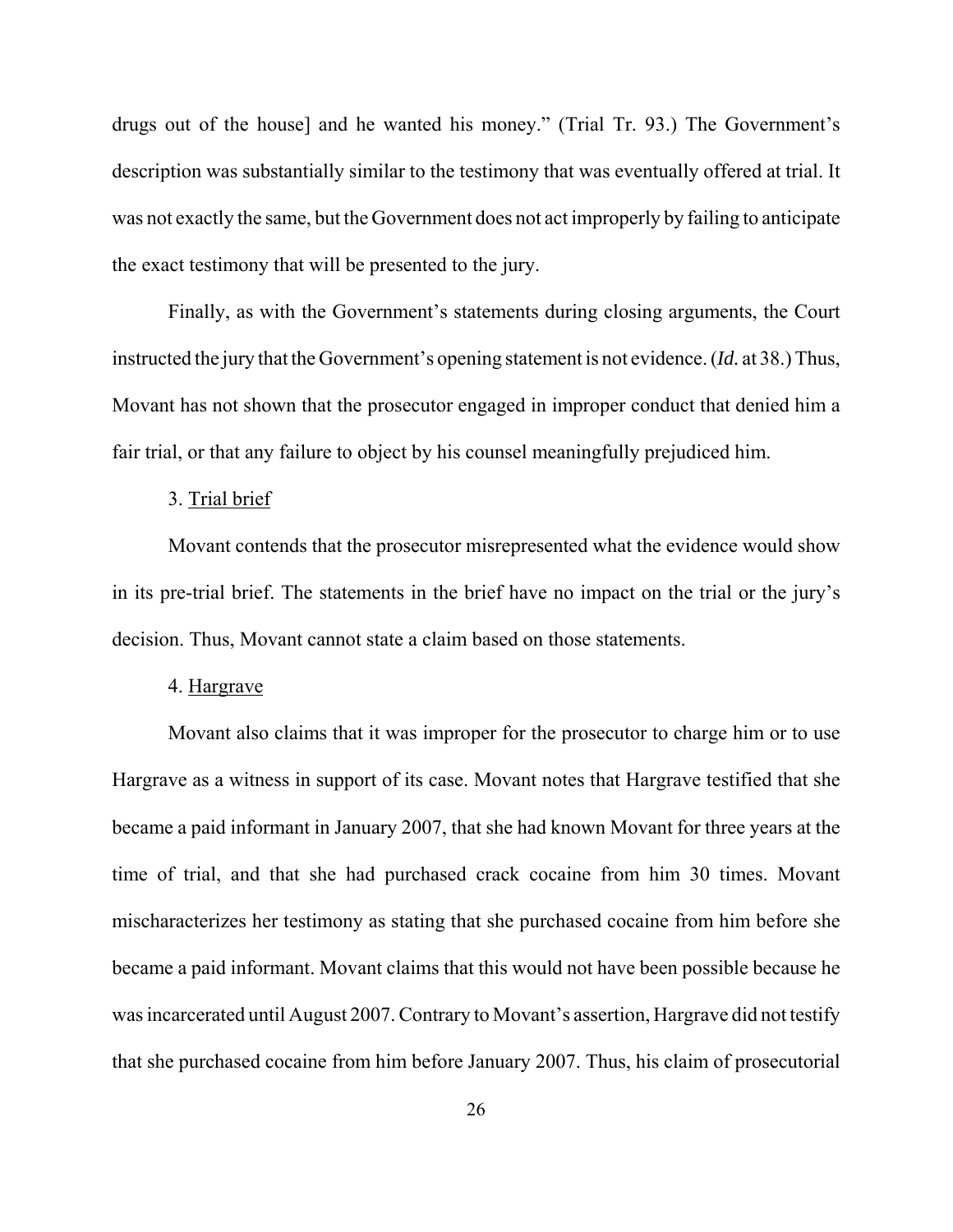drugs out of the house] and he wanted his money." (Trial Tr. 93.) The Government's description was substantially similar to the testimony that was eventually offered at trial. It was not exactly the same, but the Government does not act improperly by failing to anticipate the exact testimony that will be presented to the jury.

Finally, as with the Government's statements during closing arguments, the Court instructed the jury that the Government's opening statement is not evidence. (*Id.* at 38.) Thus, Movant has not shown that the prosecutor engaged in improper conduct that denied him a fair trial, or that any failure to object by his counsel meaningfully prejudiced him.

3. <u>Trial brief</u>

Movant contends that the prosecutor misrepresented what the evidence would show in its pre-trial brief. The statements in the brief have no impact on the trial or the jury's decision. Thus, Movant cannot state a claim based on those statements.

4. <u>Hargrave</u>

Movant also claims that it was improper for the prosecutor to charge him or to use Hargrave as a witness in support of its case. Movant notes that Hargrave testified that she became a paid informant in January 2007, that she had known Movant for three years at the time of trial, and that she had purchased crack cocaine from him 30 times. Movant mischaracterizes her testimony as stating that she purchased cocaine from him before she became a paid informant. Movant claims that this would not have been possible because he was incarcerated until August 2007. Contrary to Movant's assertion, Hargrave did not testify that she purchased cocaine from him before January 2007. Thus, his claim of prosecutorial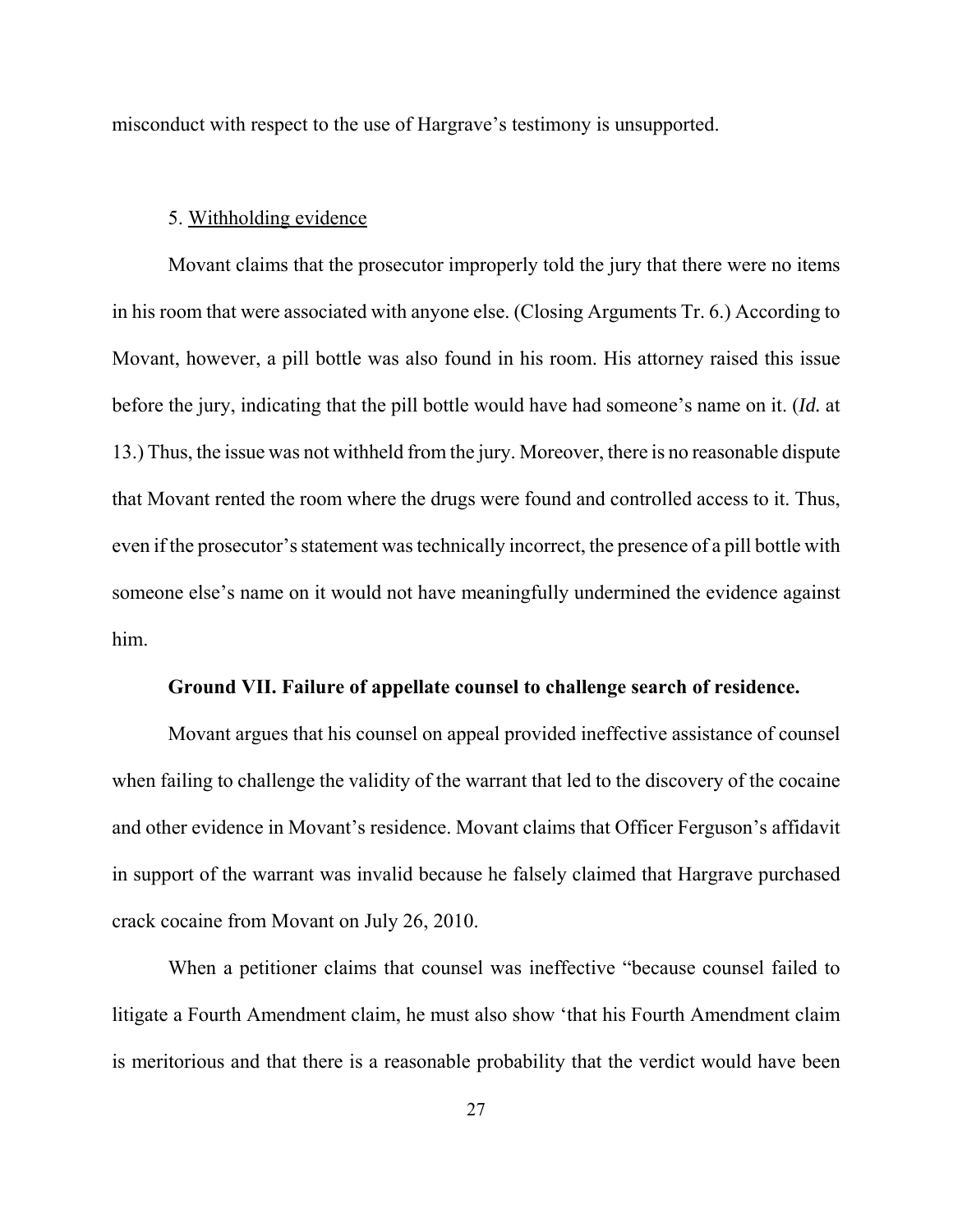misconduct with respect to the use of Hargrave's testimony is unsupported.

5. <u>Withholding evidence</u>

Movant claims that the prosecutor improperly told the jury that there were no items in his room that were associated with anyone else. (Closing Arguments Tr. 6.) According to Movant, however, a pill bottle was also found in his room. His attorney raised this issue before the jury, indicating that the pill bottle would have had someone's name on it. (*Id.* at 13.) Thus, the issue was not withheld from the jury. Moreover, there is no reasonable dispute that Movant rented the room where the drugs were found and controlled access to it. Thus, even if the prosecutor's statement was technically incorrect, the presence of a pill bottle with someone else's name on it would not have meaningfully undermined the evidence against him.

**Ground VII. Failure of appellate counsel to challenge search of residence.**

Movant argues that his counsel on appeal provided ineffective assistance of counsel when failing to challenge the validity of the warrant that led to the discovery of the cocaine and other evidence in Movant's residence. Movant claims that Officer Ferguson's affidavit in support of the warrant was invalid because he falsely claimed that Hargrave purchased crack cocaine from Movant on July 26, 2010.

When a petitioner claims that counsel was ineffective "because counsel failed to litigate a Fourth Amendment claim, he must also show 'that his Fourth Amendment claim is meritorious and that there is a reasonable probability that the verdict would have been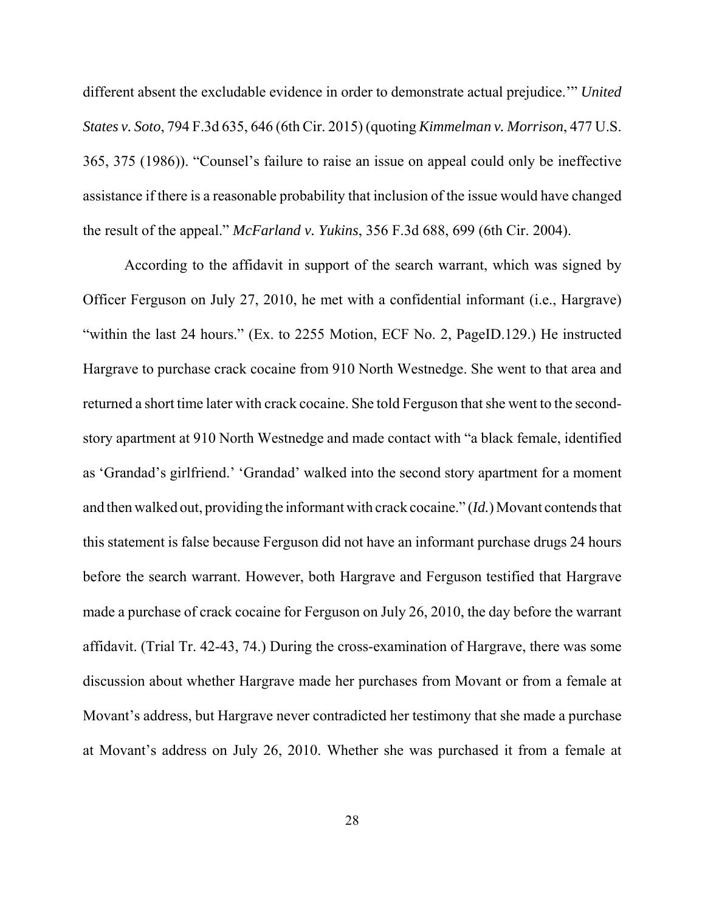different absent the excludable evidence in order to demonstrate actual prejudice.'" *United States v. Soto*, 794 F.3d 635, 646 (6th Cir. 2015) (quoting *Kimmelman v. Morrison*, 477 U.S. 365, 375 (1986)). "Counsel's failure to raise an issue on appeal could only be ineffective assistance if there is a reasonable probability that inclusion of the issue would have changed the result of the appeal." *McFarland v. Yukins*, 356 F.3d 688, 699 (6th Cir. 2004).

According to the affidavit in support of the search warrant, which was signed by Officer Ferguson on July 27, 2010, he met with a confidential informant (i.e., Hargrave) "within the last 24 hours." (Ex. to 2255 Motion, ECF No. 2, PageID.129.) He instructed Hargrave to purchase crack cocaine from 910 North Westnedge. She went to that area and returned a short time later with crack cocaine. She told Ferguson that she went to the second-story apartment at 910 North Westnedge and made contact with "a black female, identified as 'Grandad's girlfriend.' 'Grandad' walked into the second story apartment for a moment and then walked out, providing the informant with crack cocaine." (*Id.*) Movant contends that this statement is false because Ferguson did not have an informant purchase drugs 24 hours before the search warrant. However, both Hargrave and Ferguson testified that Hargrave made a purchase of crack cocaine for Ferguson on July 26, 2010, the day before the warrant affidavit. (Trial Tr. 42-43, 74.) During the cross-examination of Hargrave, there was some discussion about whether Hargrave made her purchases from Movant or from a female at Movant's address, but Hargrave never contradicted her testimony that she made a purchase at Movant's address on July 26, 2010. Whether she was purchased it from a female at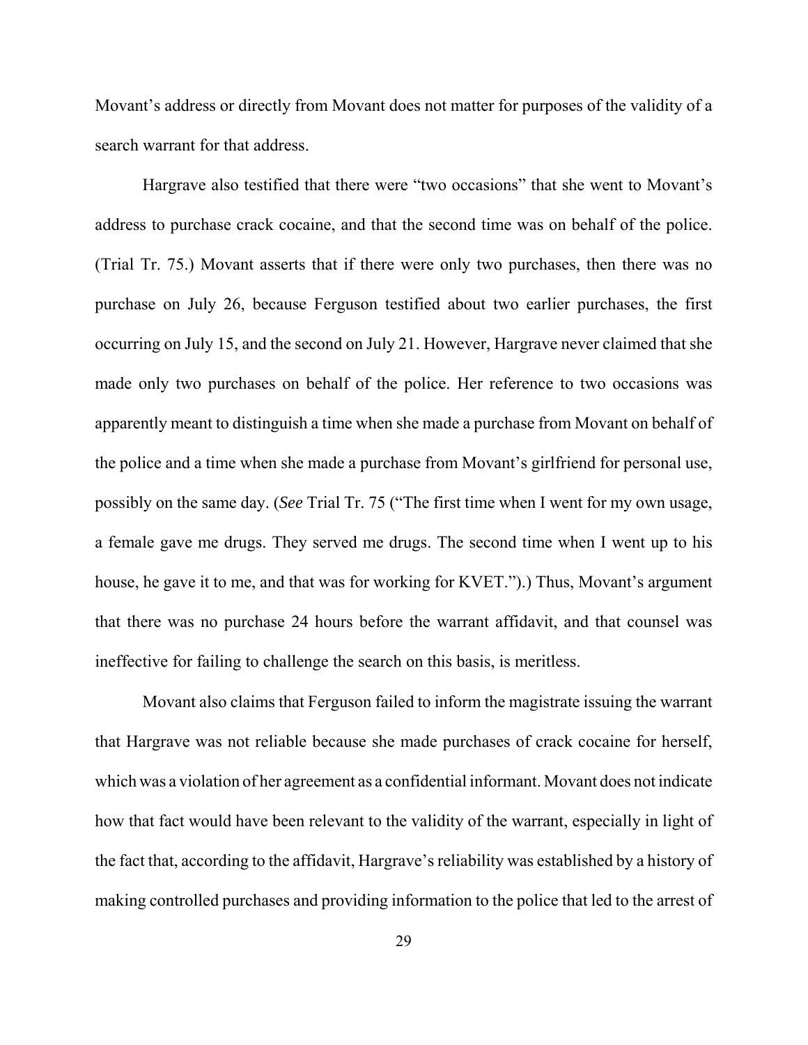Movant's address or directly from Movant does not matter for purposes of the validity of a search warrant for that address.

Hargrave also testified that there were "two occasions" that she went to Movant's address to purchase crack cocaine, and that the second time was on behalf of the police. (Trial Tr. 75.) Movant asserts that if there were only two purchases, then there was no purchase on July 26, because Ferguson testified about two earlier purchases, the first occurring on July 15, and the second on July 21. However, Hargrave never claimed that she made only two purchases on behalf of the police. Her reference to two occasions was apparently meant to distinguish a time when she made a purchase from Movant on behalf of the police and a time when she made a purchase from Movant's girlfriend for personal use, possibly on the same day. (*See* Trial Tr. 75 ("The first time when I went for my own usage, a female gave me drugs. They served me drugs. The second time when I went up to his house, he gave it to me, and that was for working for KVET.").) Thus, Movant's argument that there was no purchase 24 hours before the warrant affidavit, and that counsel was ineffective for failing to challenge the search on this basis, is meritless.

Movant also claims that Ferguson failed to inform the magistrate issuing the warrant that Hargrave was not reliable because she made purchases of crack cocaine for herself, which was a violation of her agreement as a confidential informant. Movant does not indicate how that fact would have been relevant to the validity of the warrant, especially in light of the fact that, according to the affidavit, Hargrave's reliability was established by a history of making controlled purchases and providing information to the police that led to the arrest of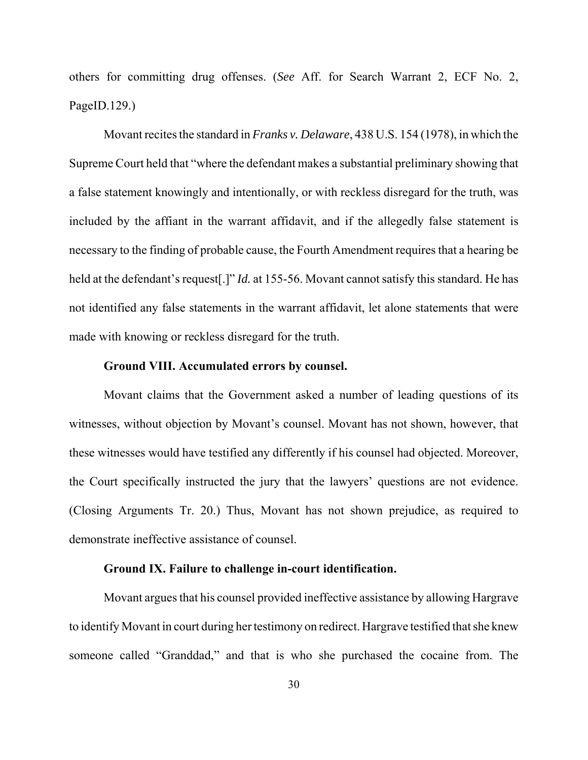others for committing drug offenses. (*See* Aff. for Search Warrant 2, ECF No. 2, PageID.129.)

Movant recites the standard in *Franks v. Delaware*, 438 U.S. 154 (1978), in which the Supreme Court held that "where the defendant makes a substantial preliminary showing that a false statement knowingly and intentionally, or with reckless disregard for the truth, was included by the affiant in the warrant affidavit, and if the allegedly false statement is necessary to the finding of probable cause, the Fourth Amendment requires that a hearing be held at the defendant's request[.]" *Id.* at 155-56. Movant cannot satisfy this standard. He has not identified any false statements in the warrant affidavit, let alone statements that were made with knowing or reckless disregard for the truth.

**Ground VIII. Accumulated errors by counsel.**

Movant claims that the Government asked a number of leading questions of its witnesses, without objection by Movant's counsel. Movant has not shown, however, that these witnesses would have testified any differently if his counsel had objected. Moreover, the Court specifically instructed the jury that the lawyers' questions are not evidence. (Closing Arguments Tr. 20.) Thus, Movant has not shown prejudice, as required to demonstrate ineffective assistance of counsel.

**Ground IX. Failure to challenge in-court identification.**

Movant argues that his counsel provided ineffective assistance by allowing Hargrave to identify Movant in court during her testimony on redirect. Hargrave testified that she knew someone called "Granddad," and that is who she purchased the cocaine from. The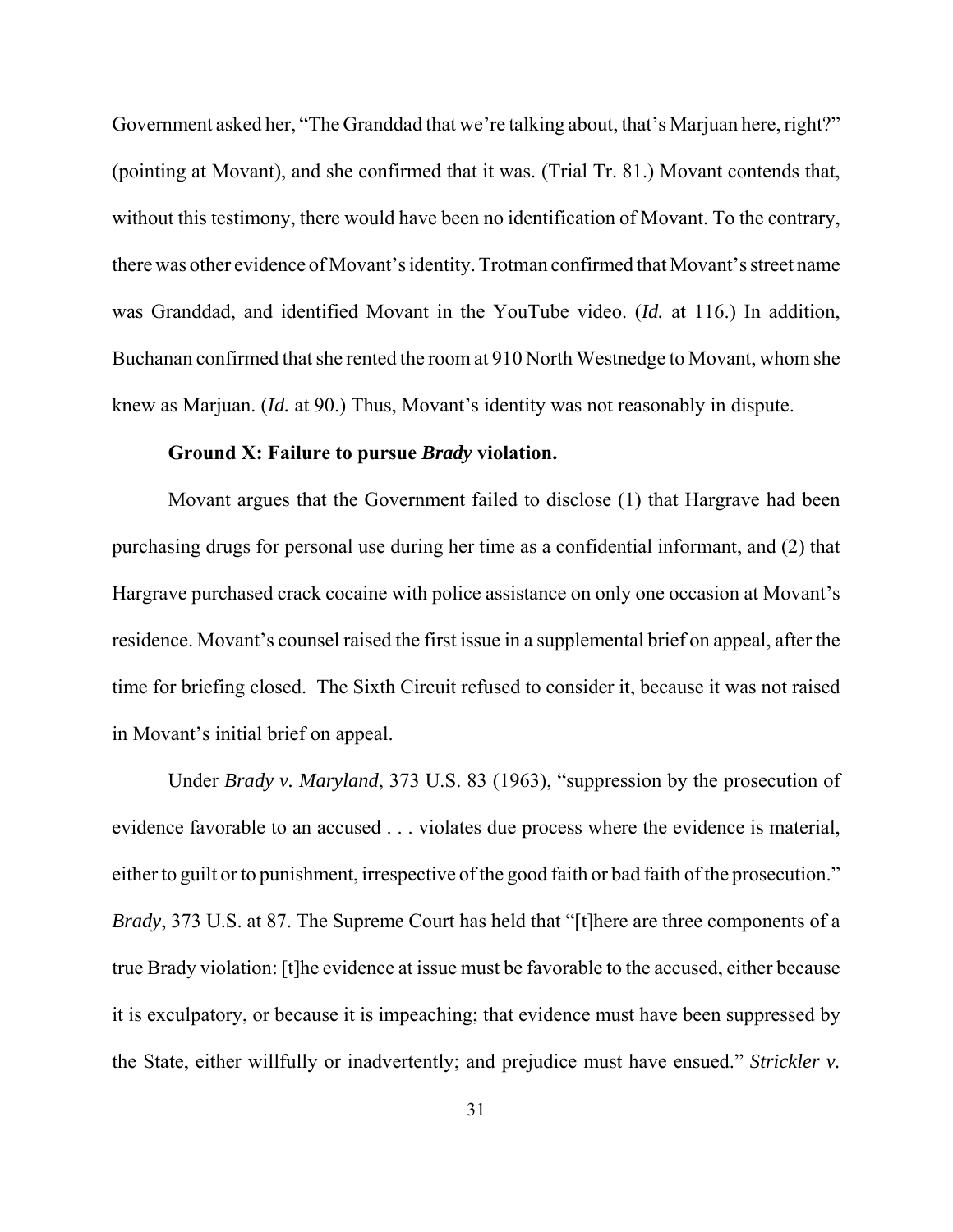Government asked her, "The Granddad that we're talking about, that's Marjuan here, right?" (pointing at Movant), and she confirmed that it was. (Trial Tr. 81.) Movant contends that, without this testimony, there would have been no identification of Movant. To the contrary, there was other evidence of Movant's identity. Trotman confirmed that Movant's street name was Granddad, and identified Movant in the YouTube video. (*Id.* at 116.) In addition, Buchanan confirmed that she rented the room at 910 North Westnedge to Movant, whom she knew as Marjuan. (*Id.* at 90.) Thus, Movant's identity was not reasonably in dispute.

**Ground X: Failure to pursue *Brady* violation.**

Movant argues that the Government failed to disclose (1) that Hargrave had been purchasing drugs for personal use during her time as a confidential informant, and (2) that Hargrave purchased crack cocaine with police assistance on only one occasion at Movant's residence. Movant's counsel raised the first issue in a supplemental brief on appeal, after the time for briefing closed. The Sixth Circuit refused to consider it, because it was not raised in Movant's initial brief on appeal.

Under *Brady v. Maryland*, 373 U.S. 83 (1963), "suppression by the prosecution of evidence favorable to an accused . . . violates due process where the evidence is material, either to guilt or to punishment, irrespective of the good faith or bad faith of the prosecution." *Brady*, 373 U.S. at 87. The Supreme Court has held that "[t]here are three components of a true Brady violation: [t]he evidence at issue must be favorable to the accused, either because it is exculpatory, or because it is impeaching; that evidence must have been suppressed by the State, either willfully or inadvertently; and prejudice must have ensued." *Strickler v.*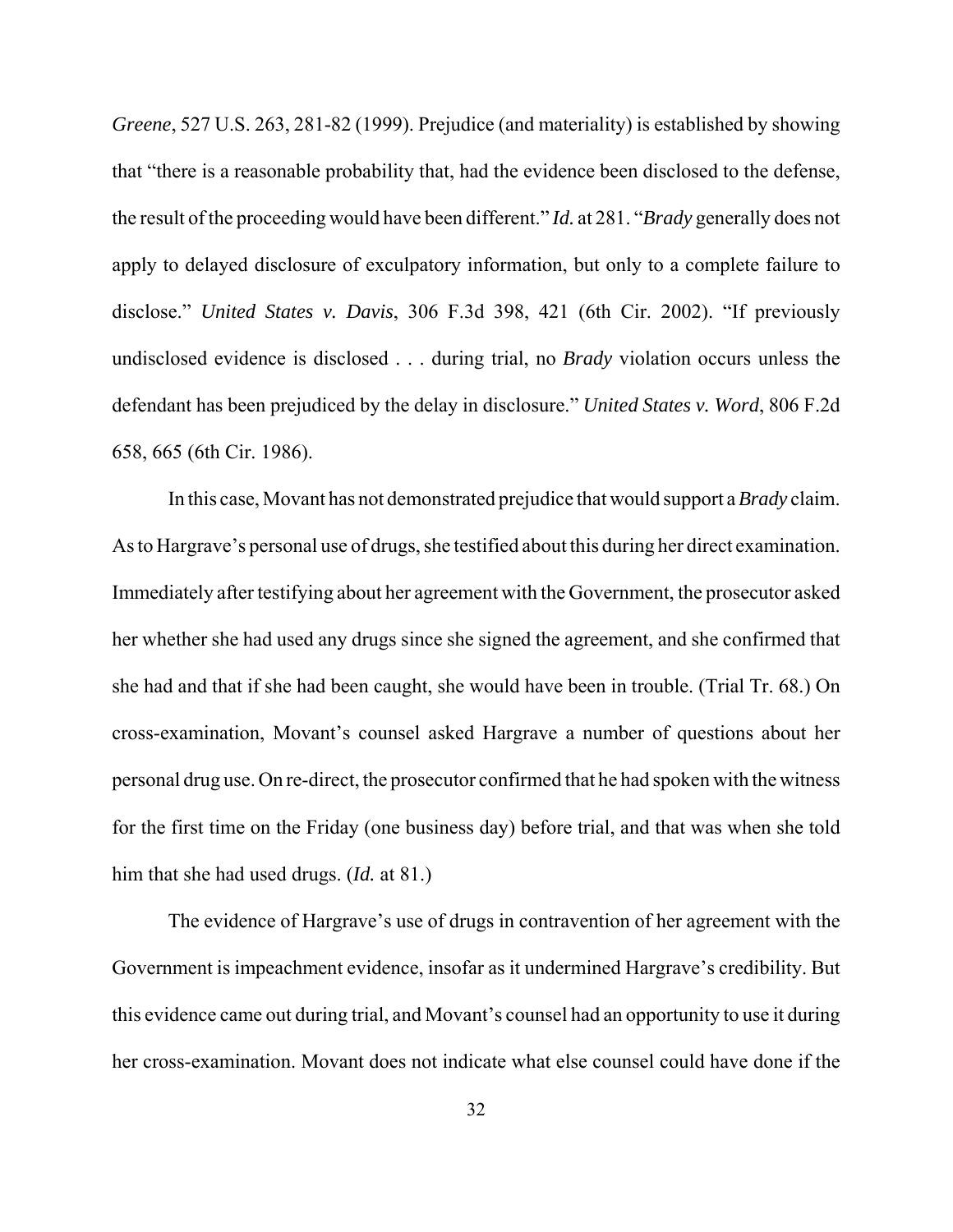*Greene*, 527 U.S. 263, 281-82 (1999). Prejudice (and materiality) is established by showing that "there is a reasonable probability that, had the evidence been disclosed to the defense, the result of the proceeding would have been different." *Id.* at 281. "*Brady* generally does not apply to delayed disclosure of exculpatory information, but only to a complete failure to disclose." *United States v. Davis*, 306 F.3d 398, 421 (6th Cir. 2002). "If previously undisclosed evidence is disclosed . . . during trial, no *Brady* violation occurs unless the defendant has been prejudiced by the delay in disclosure." *United States v. Word*, 806 F.2d 658, 665 (6th Cir. 1986).

In this case, Movant has not demonstrated prejudice that would support a *Brady* claim. As to Hargrave's personal use of drugs, she testified about this during her direct examination. Immediately after testifying about her agreement with the Government, the prosecutor asked her whether she had used any drugs since she signed the agreement, and she confirmed that she had and that if she had been caught, she would have been in trouble. (Trial Tr. 68.) On cross-examination, Movant's counsel asked Hargrave a number of questions about her personal drug use. On re-direct, the prosecutor confirmed that he had spoken with the witness for the first time on the Friday (one business day) before trial, and that was when she told him that she had used drugs. (*Id.* at 81.)

The evidence of Hargrave's use of drugs in contravention of her agreement with the Government is impeachment evidence, insofar as it undermined Hargrave's credibility. But this evidence came out during trial, and Movant's counsel had an opportunity to use it during her cross-examination. Movant does not indicate what else counsel could have done if the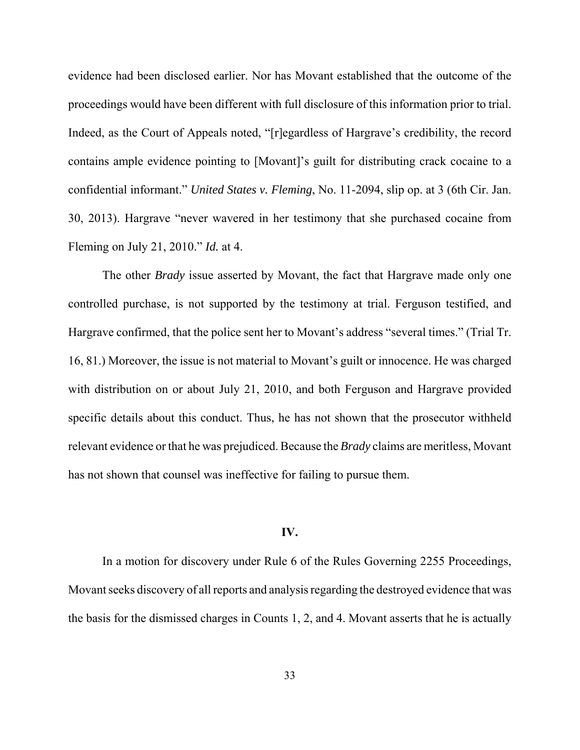evidence had been disclosed earlier. Nor has Movant established that the outcome of the proceedings would have been different with full disclosure of this information prior to trial. Indeed, as the Court of Appeals noted, "[r]egardless of Hargrave's credibility, the record contains ample evidence pointing to [Movant]'s guilt for distributing crack cocaine to a confidential informant." *United States v. Fleming*, No. 11-2094, slip op. at 3 (6th Cir. Jan. 30, 2013). Hargrave "never wavered in her testimony that she purchased cocaine from Fleming on July 21, 2010." *Id.* at 4.

The other *Brady* issue asserted by Movant, the fact that Hargrave made only one controlled purchase, is not supported by the testimony at trial. Ferguson testified, and Hargrave confirmed, that the police sent her to Movant's address "several times." (Trial Tr. 16, 81.) Moreover, the issue is not material to Movant's guilt or innocence. He was charged with distribution on or about July 21, 2010, and both Ferguson and Hargrave provided specific details about this conduct. Thus, he has not shown that the prosecutor withheld relevant evidence or that he was prejudiced. Because the *Brady* claims are meritless, Movant has not shown that counsel was ineffective for failing to pursue them.

## IV.

In a motion for discovery under Rule 6 of the Rules Governing 2255 Proceedings, Movant seeks discovery of all reports and analysis regarding the destroyed evidence that was the basis for the dismissed charges in Counts 1, 2, and 4. Movant asserts that he is actually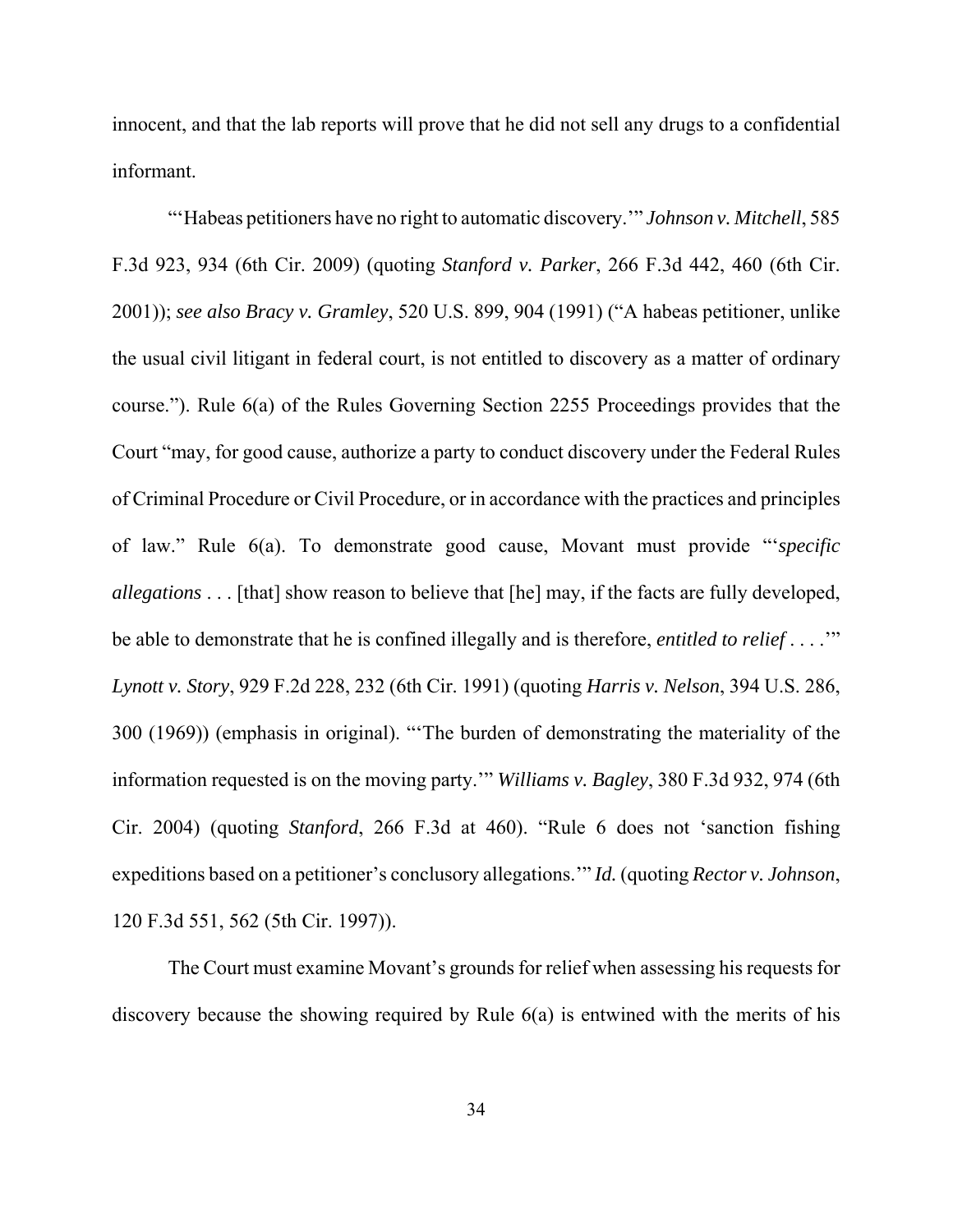innocent, and that the lab reports will prove that he did not sell any drugs to a confidential informant.

"'Habeas petitioners have no right to automatic discovery.'" *Johnson v. Mitchell*, 585 F.3d 923, 934 (6th Cir. 2009) (quoting *Stanford v. Parker*, 266 F.3d 442, 460 (6th Cir. 2001)); *see also Bracy v. Gramley*, 520 U.S. 899, 904 (1991) ("A habeas petitioner, unlike the usual civil litigant in federal court, is not entitled to discovery as a matter of ordinary course."). Rule 6(a) of the Rules Governing Section 2255 Proceedings provides that the Court "may, for good cause, authorize a party to conduct discovery under the Federal Rules of Criminal Procedure or Civil Procedure, or in accordance with the practices and principles of law." Rule 6(a). To demonstrate good cause, Movant must provide "'*specific allegations* . . . [that] show reason to believe that [he] may, if the facts are fully developed, be able to demonstrate that he is confined illegally and is therefore, *entitled to relief* . . . .'" *Lynott v. Story*, 929 F.2d 228, 232 (6th Cir. 1991) (quoting *Harris v. Nelson*, 394 U.S. 286, 300 (1969)) (emphasis in original). "'The burden of demonstrating the materiality of the information requested is on the moving party.'" *Williams v. Bagley*, 380 F.3d 932, 974 (6th Cir. 2004) (quoting *Stanford*, 266 F.3d at 460). "Rule 6 does not 'sanction fishing expeditions based on a petitioner's conclusory allegations.'" *Id.* (quoting *Rector v. Johnson*, 120 F.3d 551, 562 (5th Cir. 1997)).

The Court must examine Movant's grounds for relief when assessing his requests for discovery because the showing required by Rule 6(a) is entwined with the merits of his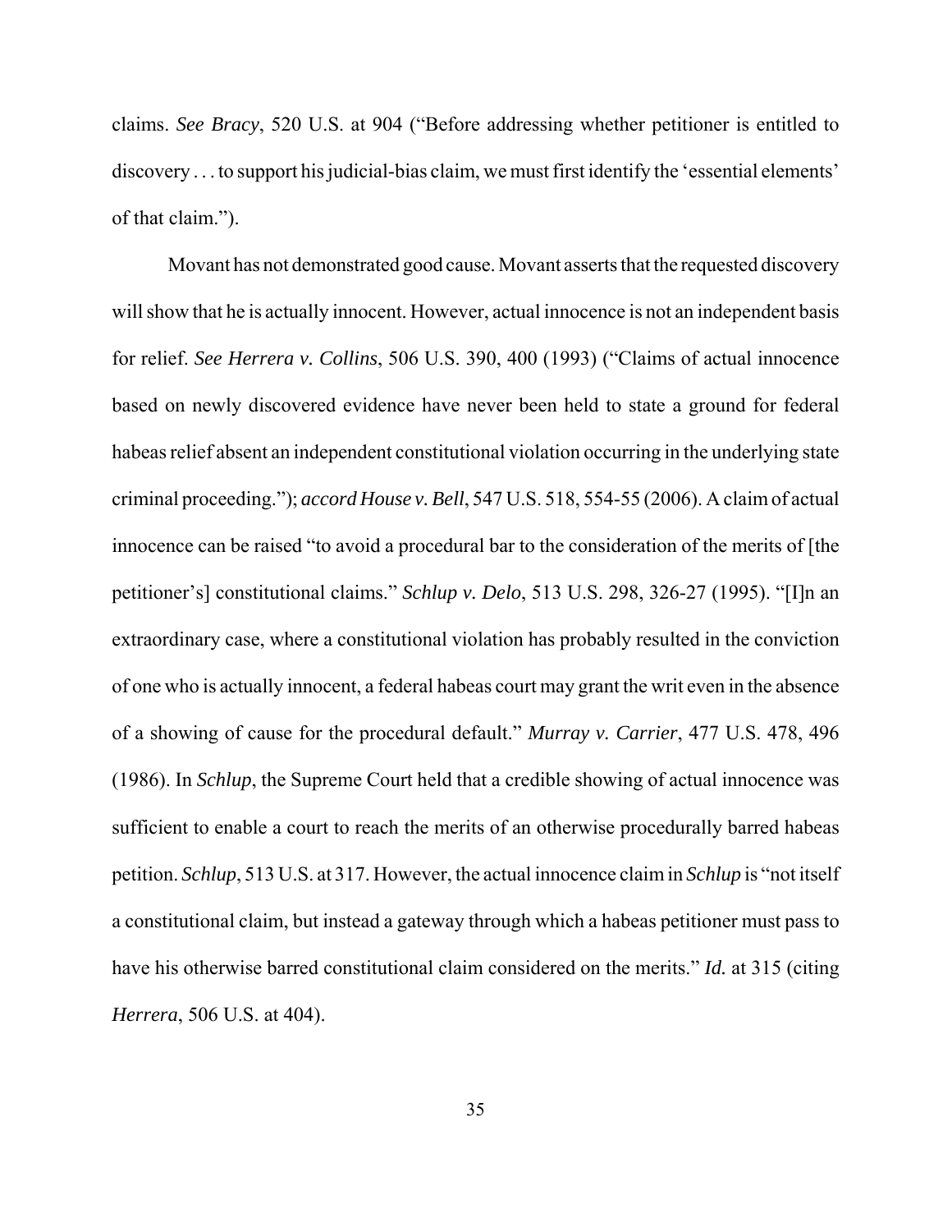claims. *See Bracy*, 520 U.S. at 904 ("Before addressing whether petitioner is entitled to discovery . . . to support his judicial-bias claim, we must first identify the 'essential elements' of that claim.").

Movant has not demonstrated good cause. Movant asserts that the requested discovery will show that he is actually innocent. However, actual innocence is not an independent basis for relief. *See Herrera v. Collins*, 506 U.S. 390, 400 (1993) ("Claims of actual innocence based on newly discovered evidence have never been held to state a ground for federal habeas relief absent an independent constitutional violation occurring in the underlying state criminal proceeding."); *accord House v. Bell*, 547 U.S. 518, 554-55 (2006). A claim of actual innocence can be raised "to avoid a procedural bar to the consideration of the merits of [the petitioner's] constitutional claims." *Schlup v. Delo*, 513 U.S. 298, 326-27 (1995). "[I]n an extraordinary case, where a constitutional violation has probably resulted in the conviction of one who is actually innocent, a federal habeas court may grant the writ even in the absence of a showing of cause for the procedural default." *Murray v. Carrier*, 477 U.S. 478, 496 (1986). In *Schlup*, the Supreme Court held that a credible showing of actual innocence was sufficient to enable a court to reach the merits of an otherwise procedurally barred habeas petition. *Schlup*, 513 U.S. at 317. However, the actual innocence claim in *Schlup* is "not itself a constitutional claim, but instead a gateway through which a habeas petitioner must pass to have his otherwise barred constitutional claim considered on the merits." *Id.* at 315 (citing *Herrera*, 506 U.S. at 404).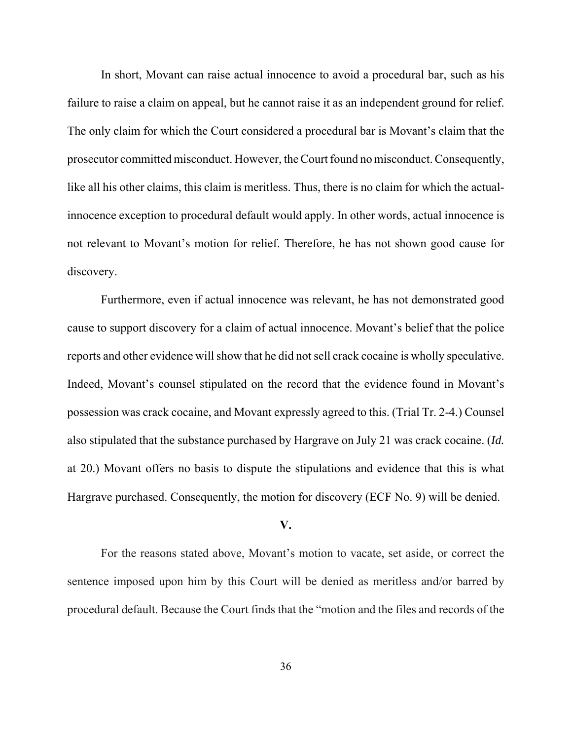In short, Movant can raise actual innocence to avoid a procedural bar, such as his failure to raise a claim on appeal, but he cannot raise it as an independent ground for relief. The only claim for which the Court considered a procedural bar is Movant's claim that the prosecutor committed misconduct. However, the Court found no misconduct. Consequently, like all his other claims, this claim is meritless. Thus, there is no claim for which the actual-innocence exception to procedural default would apply. In other words, actual innocence is not relevant to Movant's motion for relief. Therefore, he has not shown good cause for discovery.

Furthermore, even if actual innocence was relevant, he has not demonstrated good cause to support discovery for a claim of actual innocence. Movant's belief that the police reports and other evidence will show that he did not sell crack cocaine is wholly speculative. Indeed, Movant's counsel stipulated on the record that the evidence found in Movant's possession was crack cocaine, and Movant expressly agreed to this. (Trial Tr. 2-4.) Counsel also stipulated that the substance purchased by Hargrave on July 21 was crack cocaine. (*Id.* at 20.) Movant offers no basis to dispute the stipulations and evidence that this is what Hargrave purchased. Consequently, the motion for discovery (ECF No. 9) will be denied.

## V.

For the reasons stated above, Movant's motion to vacate, set aside, or correct the sentence imposed upon him by this Court will be denied as meritless and/or barred by procedural default. Because the Court finds that the "motion and the files and records of the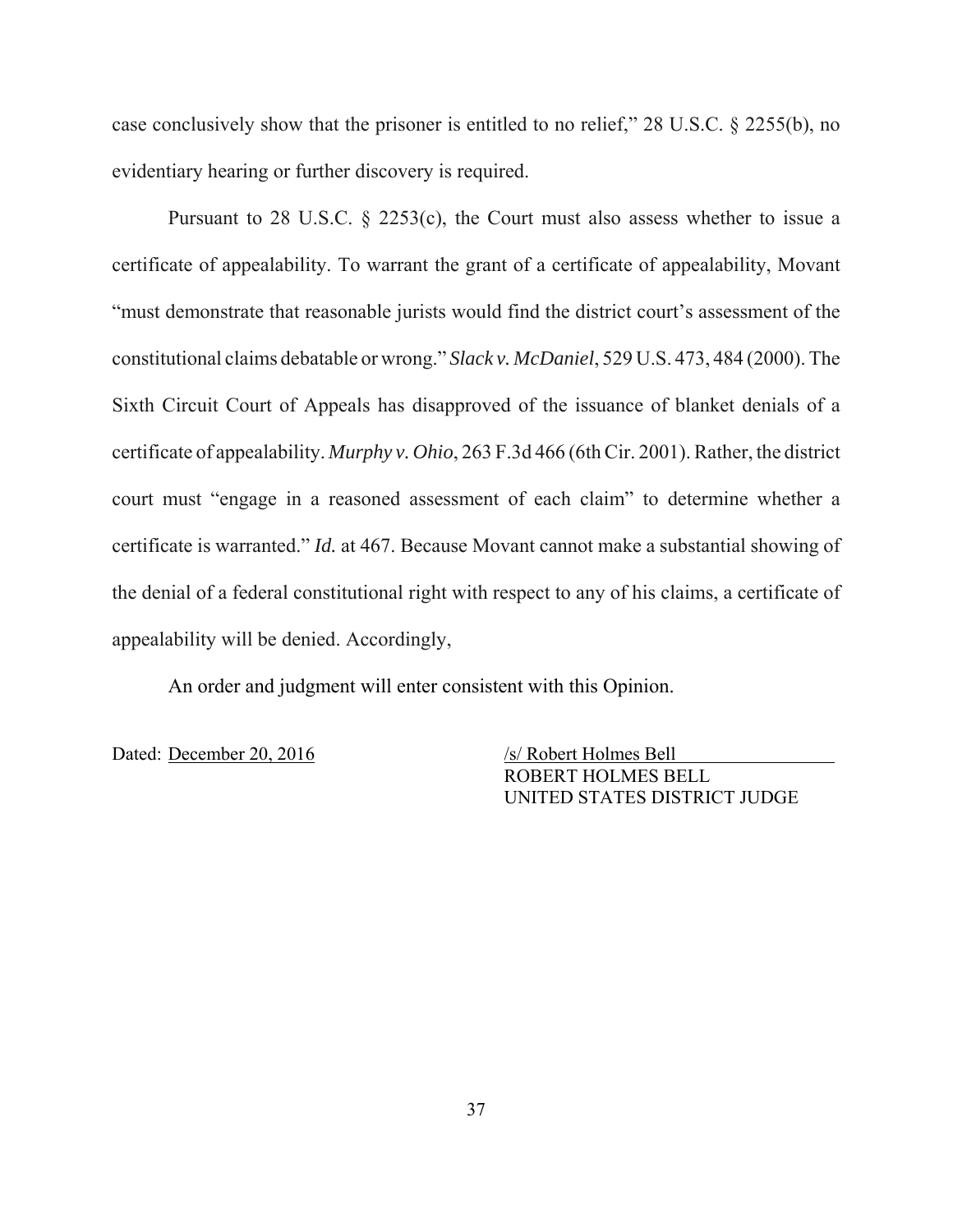case conclusively show that the prisoner is entitled to no relief," 28 U.S.C. § 2255(b), no evidentiary hearing or further discovery is required.

Pursuant to 28 U.S.C. § 2253(c), the Court must also assess whether to issue a certificate of appealability. To warrant the grant of a certificate of appealability, Movant "must demonstrate that reasonable jurists would find the district court's assessment of the constitutional claims debatable or wrong." *Slack v. McDaniel*, 529 U.S. 473, 484 (2000). The Sixth Circuit Court of Appeals has disapproved of the issuance of blanket denials of a certificate of appealability. *Murphy v. Ohio*, 263 F.3d 466 (6th Cir. 2001). Rather, the district court must "engage in a reasoned assessment of each claim" to determine whether a certificate is warranted." *Id.* at 467. Because Movant cannot make a substantial showing of the denial of a federal constitutional right with respect to any of his claims, a certificate of appealability will be denied. Accordingly,

An order and judgment will enter consistent with this Opinion.

Dated: December 20, 2016

/s/ Robert Holmes Bell
ROBERT HOLMES BELL
UNITED STATES DISTRICT JUDGE